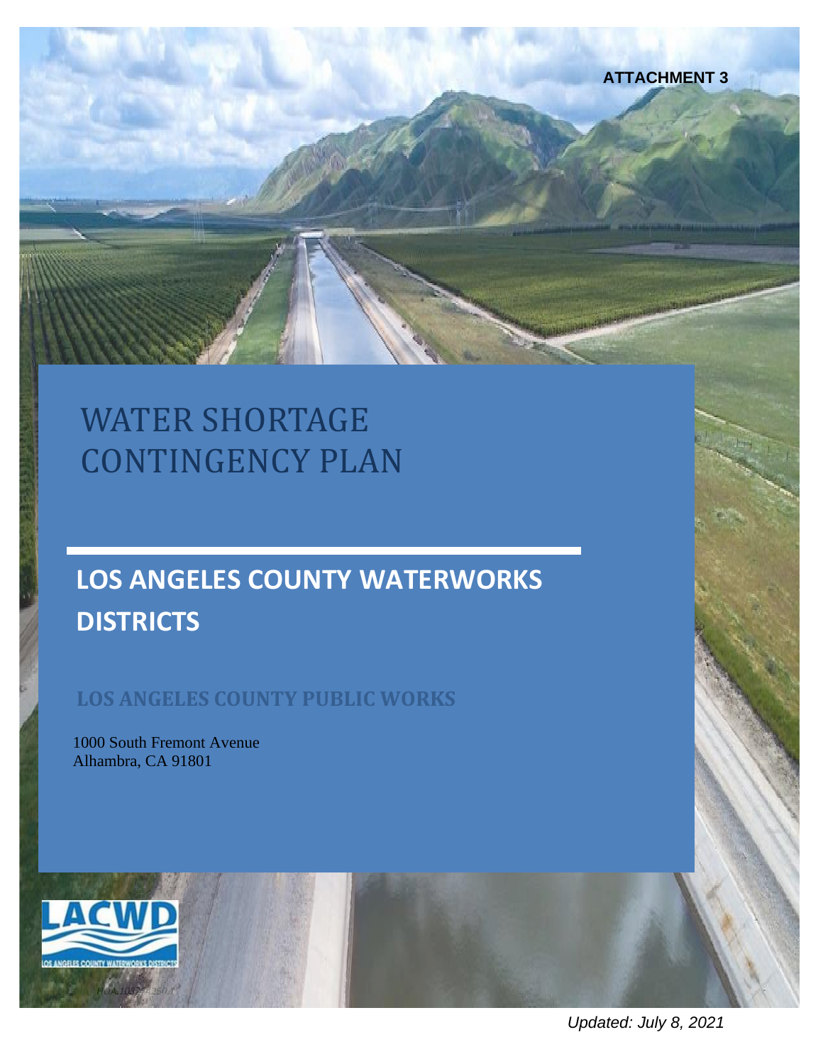**ATTACHMENT 3**

# WATER SHORTAGE CONTINGENCY PLAN

## LOS ANGELES COUNTY WATERWORKS DISTRICTS

### LOS ANGELES COUNTY PUBLIC WORKS

1000 South Fremont Avenue
Alhambra, CA 91801

*Updated: July 8, 2021*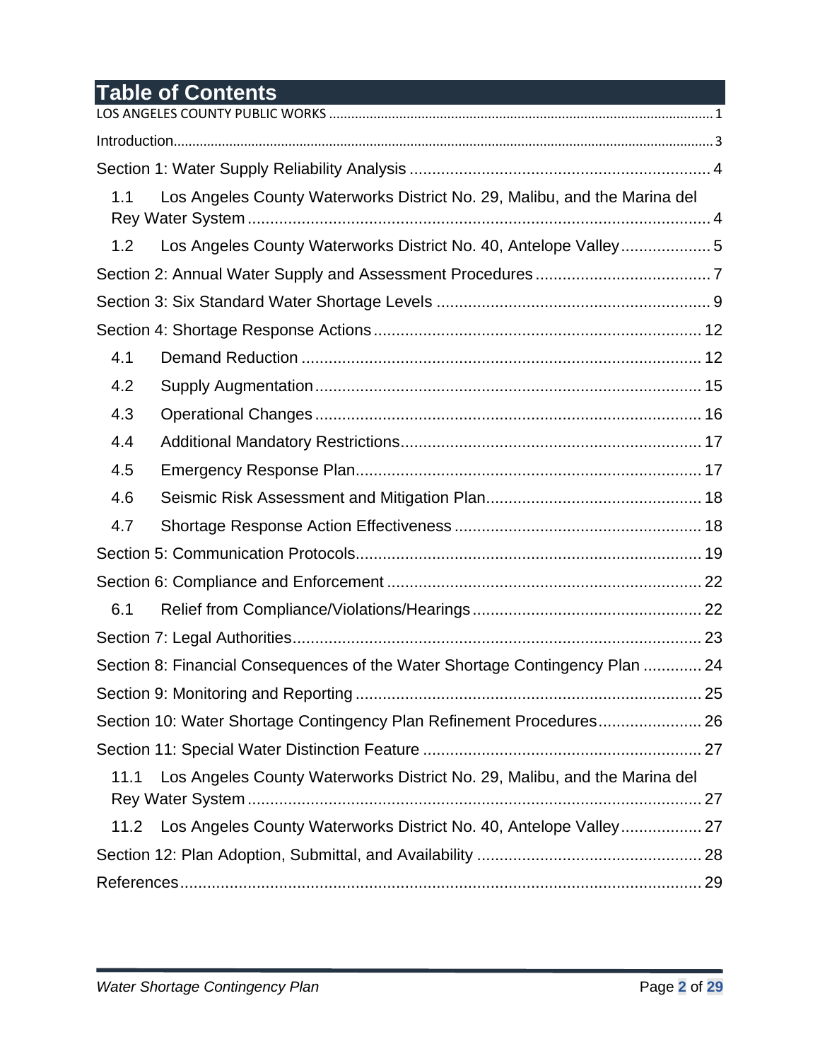# Table of Contents

LOS ANGELES COUNTY PUBLIC WORKS ..... 1

Introduction ..... 3

Section 1: Water Supply Reliability Analysis ..... 4

- 1.1 Los Angeles County Waterworks District No. 29, Malibu, and the Marina del Rey Water System ..... 4
- 1.2 Los Angeles County Waterworks District No. 40, Antelope Valley ..... 5

Section 2: Annual Water Supply and Assessment Procedures ..... 7

Section 3: Six Standard Water Shortage Levels ..... 9

Section 4: Shortage Response Actions ..... 12

- 4.1 Demand Reduction ..... 12
- 4.2 Supply Augmentation ..... 15
- 4.3 Operational Changes ..... 16
- 4.4 Additional Mandatory Restrictions ..... 17
- 4.5 Emergency Response Plan ..... 17
- 4.6 Seismic Risk Assessment and Mitigation Plan ..... 18
- 4.7 Shortage Response Action Effectiveness ..... 18

Section 5: Communication Protocols ..... 19

Section 6: Compliance and Enforcement ..... 22

- 6.1 Relief from Compliance/Violations/Hearings ..... 22

Section 7: Legal Authorities ..... 23

Section 8: Financial Consequences of the Water Shortage Contingency Plan ..... 24

Section 9: Monitoring and Reporting ..... 25

Section 10: Water Shortage Contingency Plan Refinement Procedures ..... 26

Section 11: Special Water Distinction Feature ..... 27

- 11.1 Los Angeles County Waterworks District No. 29, Malibu, and the Marina del Rey Water System ..... 27
- 11.2 Los Angeles County Waterworks District No. 40, Antelope Valley ..... 27

Section 12: Plan Adoption, Submittal, and Availability ..... 28

References ..... 29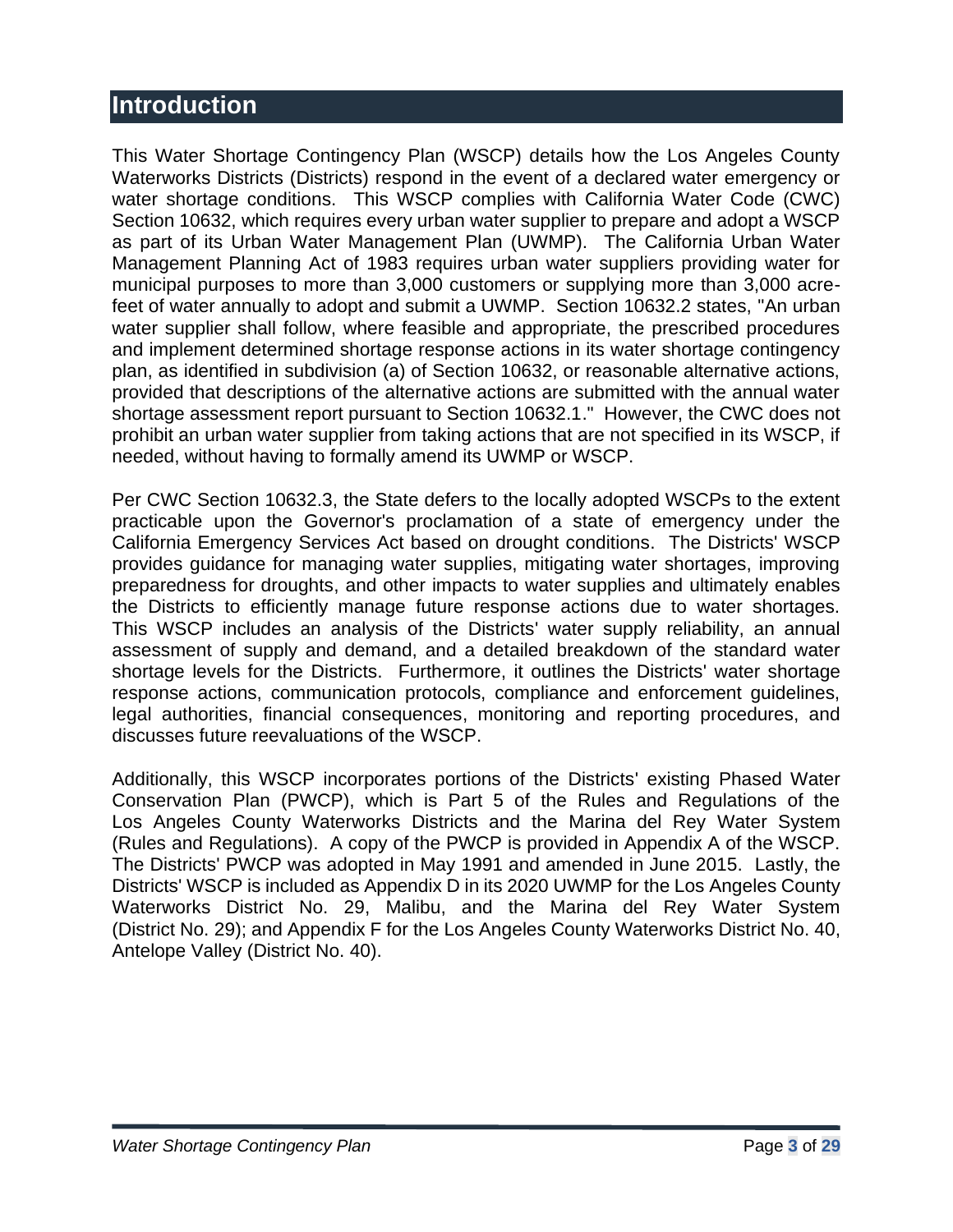# Introduction

This Water Shortage Contingency Plan (WSCP) details how the Los Angeles County Waterworks Districts (Districts) respond in the event of a declared water emergency or water shortage conditions. This WSCP complies with California Water Code (CWC) Section 10632, which requires every urban water supplier to prepare and adopt a WSCP as part of its Urban Water Management Plan (UWMP). The California Urban Water Management Planning Act of 1983 requires urban water suppliers providing water for municipal purposes to more than 3,000 customers or supplying more than 3,000 acre-feet of water annually to adopt and submit a UWMP. Section 10632.2 states, "An urban water supplier shall follow, where feasible and appropriate, the prescribed procedures and implement determined shortage response actions in its water shortage contingency plan, as identified in subdivision (a) of Section 10632, or reasonable alternative actions, provided that descriptions of the alternative actions are submitted with the annual water shortage assessment report pursuant to Section 10632.1." However, the CWC does not prohibit an urban water supplier from taking actions that are not specified in its WSCP, if needed, without having to formally amend its UWMP or WSCP.

Per CWC Section 10632.3, the State defers to the locally adopted WSCPs to the extent practicable upon the Governor's proclamation of a state of emergency under the California Emergency Services Act based on drought conditions. The Districts' WSCP provides guidance for managing water supplies, mitigating water shortages, improving preparedness for droughts, and other impacts to water supplies and ultimately enables the Districts to efficiently manage future response actions due to water shortages. This WSCP includes an analysis of the Districts' water supply reliability, an annual assessment of supply and demand, and a detailed breakdown of the standard water shortage levels for the Districts. Furthermore, it outlines the Districts' water shortage response actions, communication protocols, compliance and enforcement guidelines, legal authorities, financial consequences, monitoring and reporting procedures, and discusses future reevaluations of the WSCP.

Additionally, this WSCP incorporates portions of the Districts' existing Phased Water Conservation Plan (PWCP), which is Part 5 of the Rules and Regulations of the Los Angeles County Waterworks Districts and the Marina del Rey Water System (Rules and Regulations). A copy of the PWCP is provided in Appendix A of the WSCP. The Districts' PWCP was adopted in May 1991 and amended in June 2015. Lastly, the Districts' WSCP is included as Appendix D in its 2020 UWMP for the Los Angeles County Waterworks District No. 29, Malibu, and the Marina del Rey Water System (District No. 29); and Appendix F for the Los Angeles County Waterworks District No. 40, Antelope Valley (District No. 40).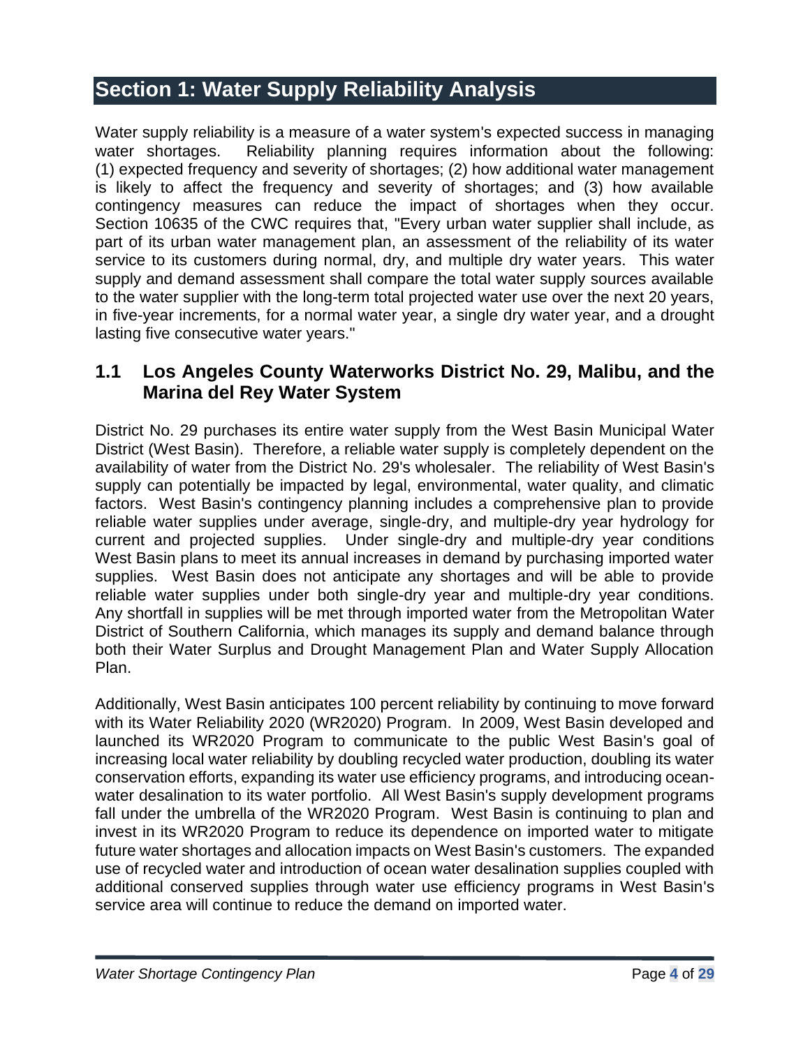# Section 1: Water Supply Reliability Analysis

Water supply reliability is a measure of a water system's expected success in managing water shortages. Reliability planning requires information about the following: (1) expected frequency and severity of shortages; (2) how additional water management is likely to affect the frequency and severity of shortages; and (3) how available contingency measures can reduce the impact of shortages when they occur. Section 10635 of the CWC requires that, "Every urban water supplier shall include, as part of its urban water management plan, an assessment of the reliability of its water service to its customers during normal, dry, and multiple dry water years. This water supply and demand assessment shall compare the total water supply sources available to the water supplier with the long-term total projected water use over the next 20 years, in five-year increments, for a normal water year, a single dry water year, and a drought lasting five consecutive water years."

## 1.1 Los Angeles County Waterworks District No. 29, Malibu, and the Marina del Rey Water System

District No. 29 purchases its entire water supply from the West Basin Municipal Water District (West Basin). Therefore, a reliable water supply is completely dependent on the availability of water from the District No. 29's wholesaler. The reliability of West Basin's supply can potentially be impacted by legal, environmental, water quality, and climatic factors. West Basin's contingency planning includes a comprehensive plan to provide reliable water supplies under average, single-dry, and multiple-dry year hydrology for current and projected supplies. Under single-dry and multiple-dry year conditions West Basin plans to meet its annual increases in demand by purchasing imported water supplies. West Basin does not anticipate any shortages and will be able to provide reliable water supplies under both single-dry year and multiple-dry year conditions. Any shortfall in supplies will be met through imported water from the Metropolitan Water District of Southern California, which manages its supply and demand balance through both their Water Surplus and Drought Management Plan and Water Supply Allocation Plan.

Additionally, West Basin anticipates 100 percent reliability by continuing to move forward with its Water Reliability 2020 (WR2020) Program. In 2009, West Basin developed and launched its WR2020 Program to communicate to the public West Basin's goal of increasing local water reliability by doubling recycled water production, doubling its water conservation efforts, expanding its water use efficiency programs, and introducing ocean-water desalination to its water portfolio. All West Basin's supply development programs fall under the umbrella of the WR2020 Program. West Basin is continuing to plan and invest in its WR2020 Program to reduce its dependence on imported water to mitigate future water shortages and allocation impacts on West Basin's customers. The expanded use of recycled water and introduction of ocean water desalination supplies coupled with additional conserved supplies through water use efficiency programs in West Basin's service area will continue to reduce the demand on imported water.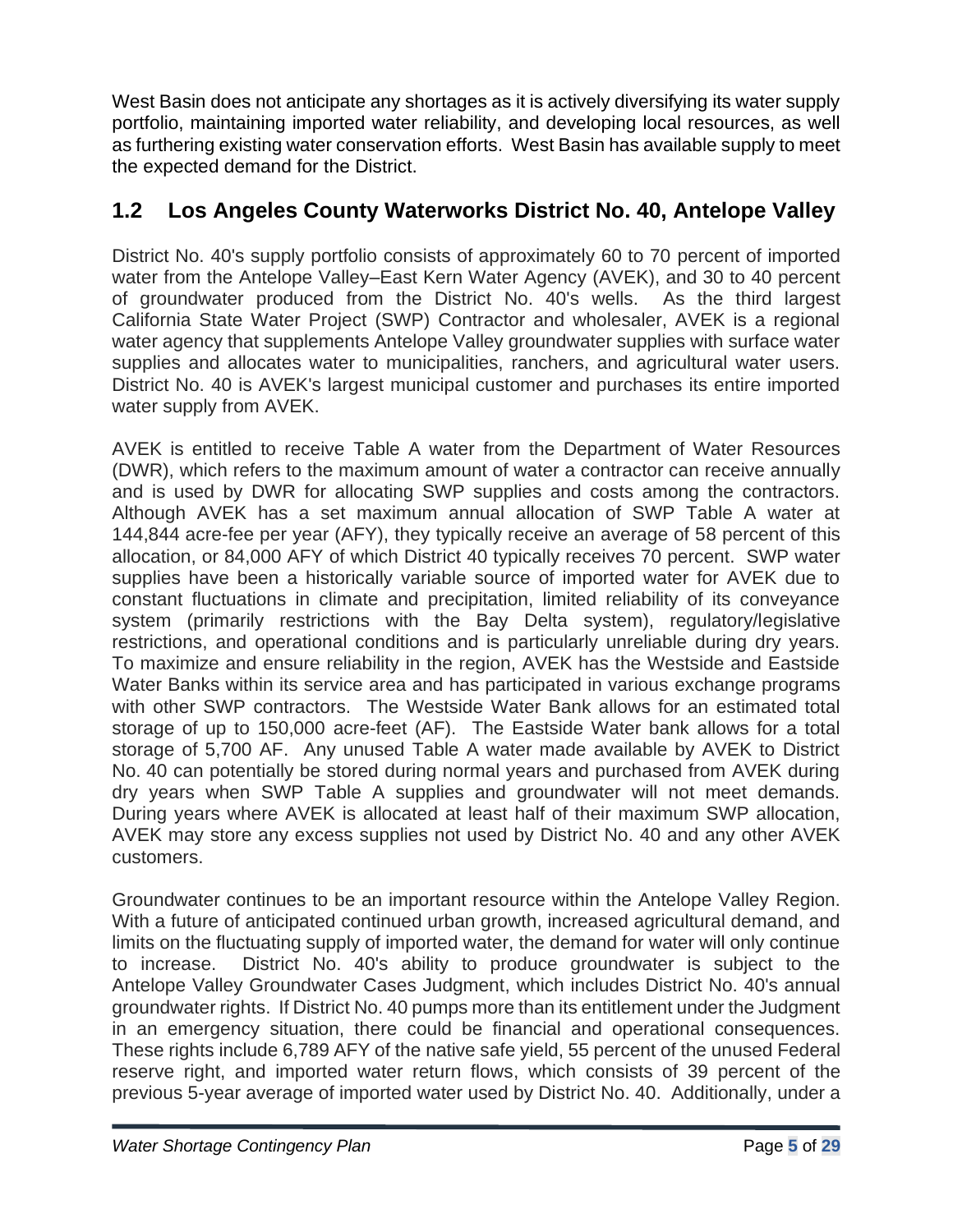West Basin does not anticipate any shortages as it is actively diversifying its water supply portfolio, maintaining imported water reliability, and developing local resources, as well as furthering existing water conservation efforts. West Basin has available supply to meet the expected demand for the District.

## 1.2 Los Angeles County Waterworks District No. 40, Antelope Valley

District No. 40's supply portfolio consists of approximately 60 to 70 percent of imported water from the Antelope Valley–East Kern Water Agency (AVEK), and 30 to 40 percent of groundwater produced from the District No. 40's wells. As the third largest California State Water Project (SWP) Contractor and wholesaler, AVEK is a regional water agency that supplements Antelope Valley groundwater supplies with surface water supplies and allocates water to municipalities, ranchers, and agricultural water users. District No. 40 is AVEK's largest municipal customer and purchases its entire imported water supply from AVEK.

AVEK is entitled to receive Table A water from the Department of Water Resources (DWR), which refers to the maximum amount of water a contractor can receive annually and is used by DWR for allocating SWP supplies and costs among the contractors. Although AVEK has a set maximum annual allocation of SWP Table A water at 144,844 acre-fee per year (AFY), they typically receive an average of 58 percent of this allocation, or 84,000 AFY of which District 40 typically receives 70 percent. SWP water supplies have been a historically variable source of imported water for AVEK due to constant fluctuations in climate and precipitation, limited reliability of its conveyance system (primarily restrictions with the Bay Delta system), regulatory/legislative restrictions, and operational conditions and is particularly unreliable during dry years. To maximize and ensure reliability in the region, AVEK has the Westside and Eastside Water Banks within its service area and has participated in various exchange programs with other SWP contractors. The Westside Water Bank allows for an estimated total storage of up to 150,000 acre-feet (AF). The Eastside Water bank allows for a total storage of 5,700 AF. Any unused Table A water made available by AVEK to District No. 40 can potentially be stored during normal years and purchased from AVEK during dry years when SWP Table A supplies and groundwater will not meet demands. During years where AVEK is allocated at least half of their maximum SWP allocation, AVEK may store any excess supplies not used by District No. 40 and any other AVEK customers.

Groundwater continues to be an important resource within the Antelope Valley Region. With a future of anticipated continued urban growth, increased agricultural demand, and limits on the fluctuating supply of imported water, the demand for water will only continue to increase. District No. 40's ability to produce groundwater is subject to the Antelope Valley Groundwater Cases Judgment, which includes District No. 40's annual groundwater rights. If District No. 40 pumps more than its entitlement under the Judgment in an emergency situation, there could be financial and operational consequences. These rights include 6,789 AFY of the native safe yield, 55 percent of the unused Federal reserve right, and imported water return flows, which consists of 39 percent of the previous 5-year average of imported water used by District No. 40. Additionally, under a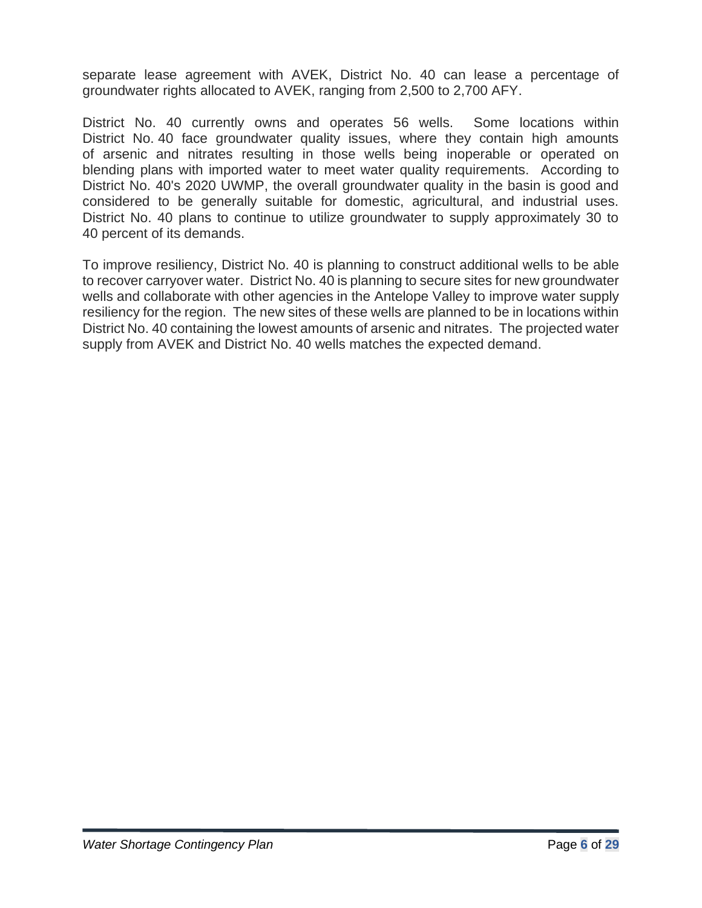separate lease agreement with AVEK, District No. 40 can lease a percentage of groundwater rights allocated to AVEK, ranging from 2,500 to 2,700 AFY.

District No. 40 currently owns and operates 56 wells. Some locations within District No. 40 face groundwater quality issues, where they contain high amounts of arsenic and nitrates resulting in those wells being inoperable or operated on blending plans with imported water to meet water quality requirements. According to District No. 40's 2020 UWMP, the overall groundwater quality in the basin is good and considered to be generally suitable for domestic, agricultural, and industrial uses. District No. 40 plans to continue to utilize groundwater to supply approximately 30 to 40 percent of its demands.

To improve resiliency, District No. 40 is planning to construct additional wells to be able to recover carryover water. District No. 40 is planning to secure sites for new groundwater wells and collaborate with other agencies in the Antelope Valley to improve water supply resiliency for the region. The new sites of these wells are planned to be in locations within District No. 40 containing the lowest amounts of arsenic and nitrates. The projected water supply from AVEK and District No. 40 wells matches the expected demand.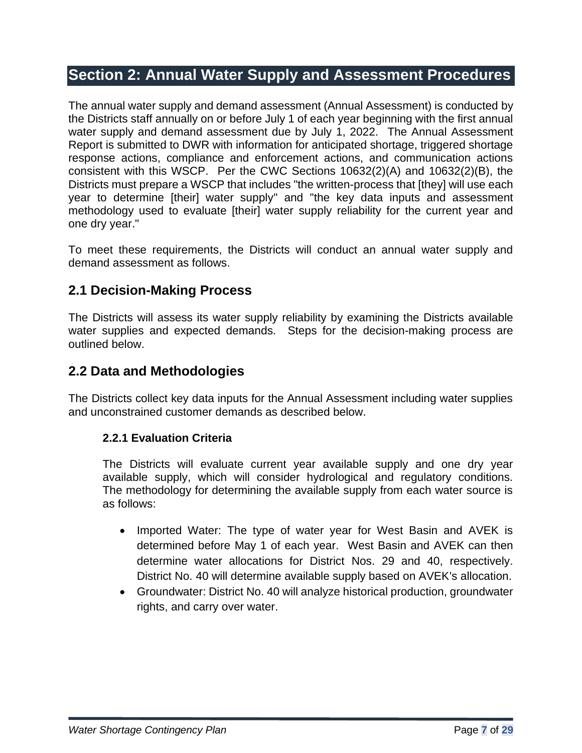# Section 2: Annual Water Supply and Assessment Procedures

The annual water supply and demand assessment (Annual Assessment) is conducted by the Districts staff annually on or before July 1 of each year beginning with the first annual water supply and demand assessment due by July 1, 2022. The Annual Assessment Report is submitted to DWR with information for anticipated shortage, triggered shortage response actions, compliance and enforcement actions, and communication actions consistent with this WSCP. Per the CWC Sections 10632(2)(A) and 10632(2)(B), the Districts must prepare a WSCP that includes "the written-process that [they] will use each year to determine [their] water supply" and "the key data inputs and assessment methodology used to evaluate [their] water supply reliability for the current year and one dry year."

To meet these requirements, the Districts will conduct an annual water supply and demand assessment as follows.

## 2.1 Decision-Making Process

The Districts will assess its water supply reliability by examining the Districts available water supplies and expected demands. Steps for the decision-making process are outlined below.

## 2.2 Data and Methodologies

The Districts collect key data inputs for the Annual Assessment including water supplies and unconstrained customer demands as described below.

### 2.2.1 Evaluation Criteria

The Districts will evaluate current year available supply and one dry year available supply, which will consider hydrological and regulatory conditions. The methodology for determining the available supply from each water source is as follows:

- Imported Water: The type of water year for West Basin and AVEK is determined before May 1 of each year. West Basin and AVEK can then determine water allocations for District Nos. 29 and 40, respectively. District No. 40 will determine available supply based on AVEK's allocation.
- Groundwater: District No. 40 will analyze historical production, groundwater rights, and carry over water.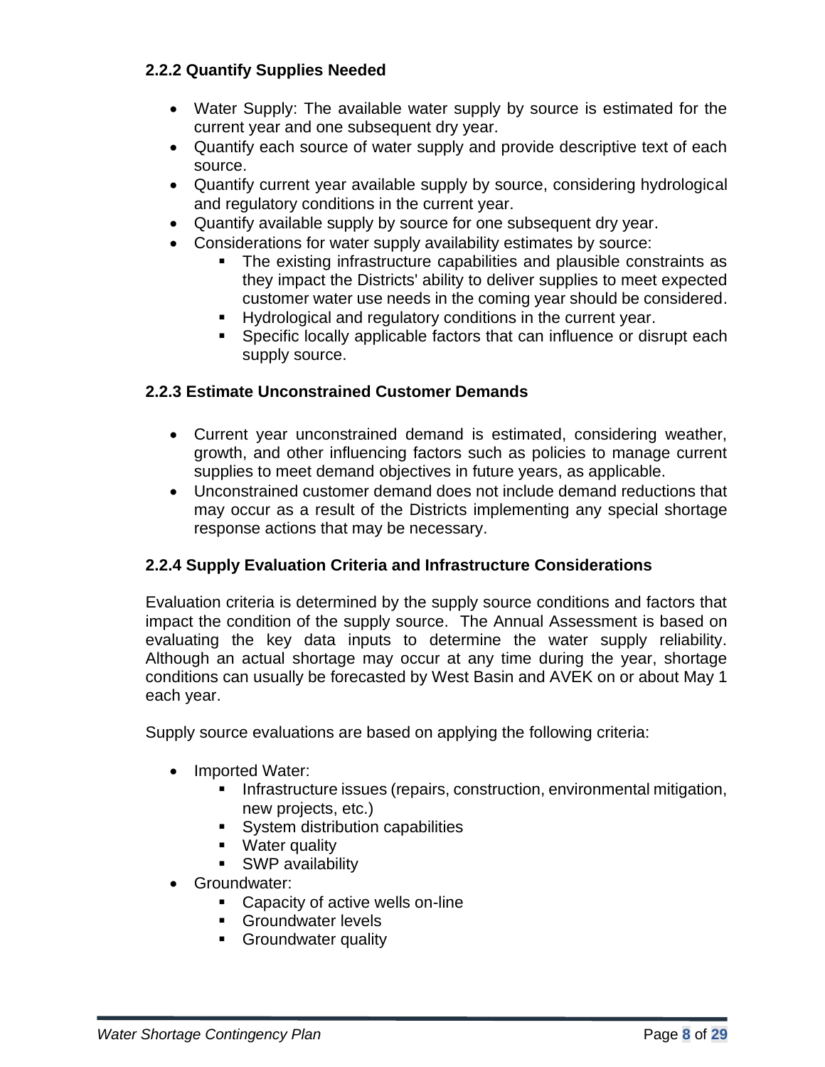### 2.2.2 Quantify Supplies Needed

- Water Supply: The available water supply by source is estimated for the current year and one subsequent dry year.
- Quantify each source of water supply and provide descriptive text of each source.
- Quantify current year available supply by source, considering hydrological and regulatory conditions in the current year.
- Quantify available supply by source for one subsequent dry year.
- Considerations for water supply availability estimates by source:
  - The existing infrastructure capabilities and plausible constraints as they impact the Districts' ability to deliver supplies to meet expected customer water use needs in the coming year should be considered.
  - Hydrological and regulatory conditions in the current year.
  - Specific locally applicable factors that can influence or disrupt each supply source.

### 2.2.3 Estimate Unconstrained Customer Demands

- Current year unconstrained demand is estimated, considering weather, growth, and other influencing factors such as policies to manage current supplies to meet demand objectives in future years, as applicable.
- Unconstrained customer demand does not include demand reductions that may occur as a result of the Districts implementing any special shortage response actions that may be necessary.

### 2.2.4 Supply Evaluation Criteria and Infrastructure Considerations

Evaluation criteria is determined by the supply source conditions and factors that impact the condition of the supply source. The Annual Assessment is based on evaluating the key data inputs to determine the water supply reliability. Although an actual shortage may occur at any time during the year, shortage conditions can usually be forecasted by West Basin and AVEK on or about May 1 each year.

Supply source evaluations are based on applying the following criteria:

- Imported Water:
  - Infrastructure issues (repairs, construction, environmental mitigation, new projects, etc.)
  - System distribution capabilities
  - Water quality
  - SWP availability
- Groundwater:
  - Capacity of active wells on-line
  - Groundwater levels
  - Groundwater quality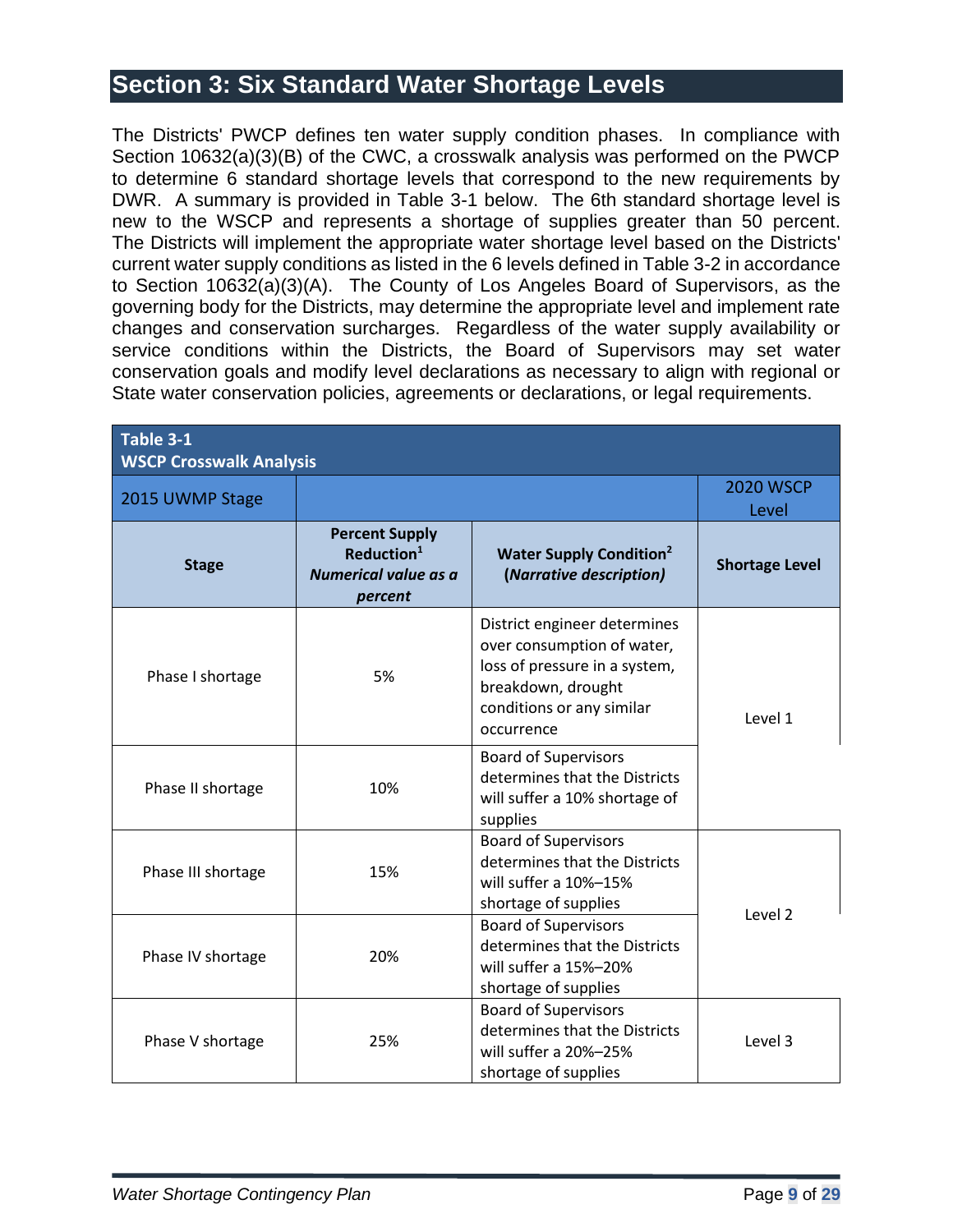## Section 3: Six Standard Water Shortage Levels

The Districts' PWCP defines ten water supply condition phases. In compliance with Section 10632(a)(3)(B) of the CWC, a crosswalk analysis was performed on the PWCP to determine 6 standard shortage levels that correspond to the new requirements by DWR. A summary is provided in Table 3-1 below. The 6th standard shortage level is new to the WSCP and represents a shortage of supplies greater than 50 percent. The Districts will implement the appropriate water shortage level based on the Districts' current water supply conditions as listed in the 6 levels defined in Table 3-2 in accordance to Section 10632(a)(3)(A). The County of Los Angeles Board of Supervisors, as the governing body for the Districts, may determine the appropriate level and implement rate changes and conservation surcharges. Regardless of the water supply availability or service conditions within the Districts, the Board of Supervisors may set water conservation goals and modify level declarations as necessary to align with regional or State water conservation policies, agreements or declarations, or legal requirements.

**Table 3-1**
**WSCP Crosswalk Analysis**

| 2015 UWMP Stage | | | 2020 WSCP Level |
|---|---|---|---|
| **Stage** | **Percent Supply Reduction[1]** ***Numerical value as a percent*** | **Water Supply Condition[2]** **(*Narrative description)*** | **Shortage Level** |
| Phase I shortage | 5% | District engineer determines over consumption of water, loss of pressure in a system, breakdown, drought conditions or any similar occurrence | Level 1 |
| Phase II shortage | 10% | Board of Supervisors determines that the Districts will suffer a 10% shortage of supplies | |
| Phase III shortage | 15% | Board of Supervisors determines that the Districts will suffer a 10%–15% shortage of supplies | Level 2 |
| Phase IV shortage | 20% | Board of Supervisors determines that the Districts will suffer a 15%–20% shortage of supplies | |
| Phase V shortage | 25% | Board of Supervisors determines that the Districts will suffer a 20%–25% shortage of supplies | Level 3 |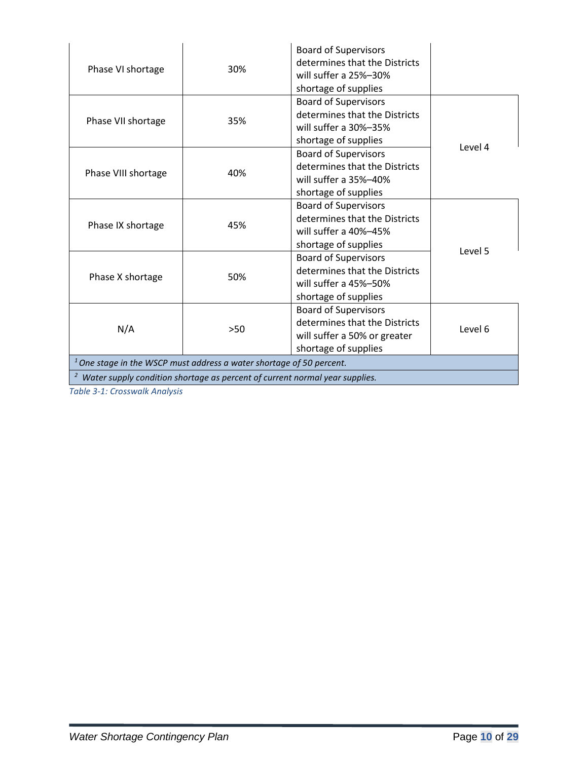| | | | |
|---|---|---|---|
| Phase VI shortage | 30% | Board of Supervisors determines that the Districts will suffer a 25%–30% shortage of supplies | |
| Phase VII shortage | 35% | Board of Supervisors determines that the Districts will suffer a 30%–35% shortage of supplies | Level 4 |
| Phase VIII shortage | 40% | Board of Supervisors determines that the Districts will suffer a 35%–40% shortage of supplies | |
| Phase IX shortage | 45% | Board of Supervisors determines that the Districts will suffer a 40%–45% shortage of supplies | Level 5 |
| Phase X shortage | 50% | Board of Supervisors determines that the Districts will suffer a 45%–50% shortage of supplies | |
| N/A | >50 | Board of Supervisors determines that the Districts will suffer a 50% or greater shortage of supplies | Level 6 |

*[1] One stage in the WSCP must address a water shortage of 50 percent.*

*[2] Water supply condition shortage as percent of current normal year supplies.*

*Table 3-1: Crosswalk Analysis*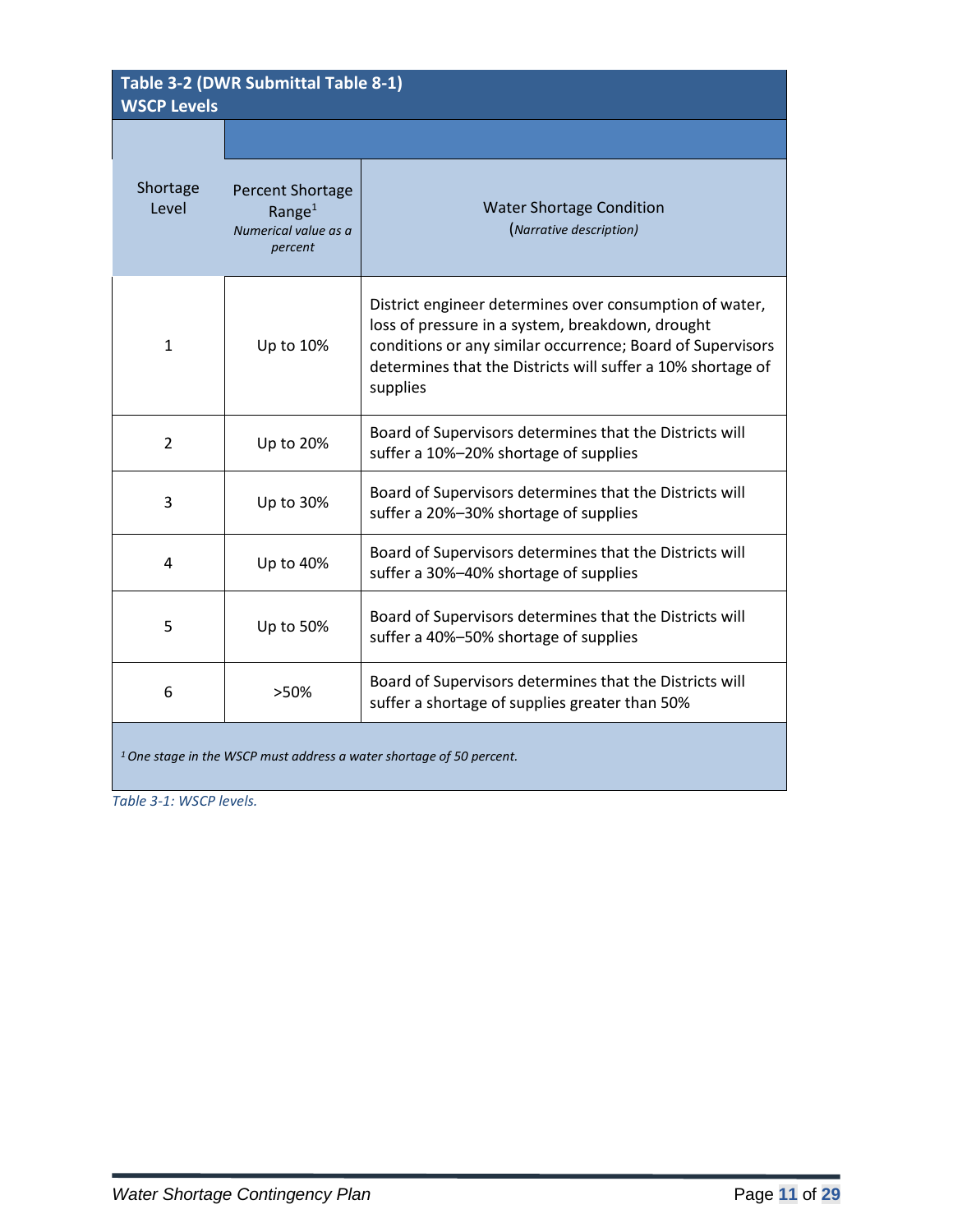**Table 3-2 (DWR Submittal Table 8-1)**
**WSCP Levels**

| Shortage Level | Percent Shortage Range[1] *Numerical value as a percent* | Water Shortage Condition (*Narrative description)* |
|---|---|---|
| 1 | Up to 10% | District engineer determines over consumption of water, loss of pressure in a system, breakdown, drought conditions or any similar occurrence; Board of Supervisors determines that the Districts will suffer a 10% shortage of supplies |
| 2 | Up to 20% | Board of Supervisors determines that the Districts will suffer a 10%–20% shortage of supplies |
| 3 | Up to 30% | Board of Supervisors determines that the Districts will suffer a 20%–30% shortage of supplies |
| 4 | Up to 40% | Board of Supervisors determines that the Districts will suffer a 30%–40% shortage of supplies |
| 5 | Up to 50% | Board of Supervisors determines that the Districts will suffer a 40%–50% shortage of supplies |
| 6 | >50% | Board of Supervisors determines that the Districts will suffer a shortage of supplies greater than 50% |

*[1] One stage in the WSCP must address a water shortage of 50 percent.*

*Table 3-1: WSCP levels.*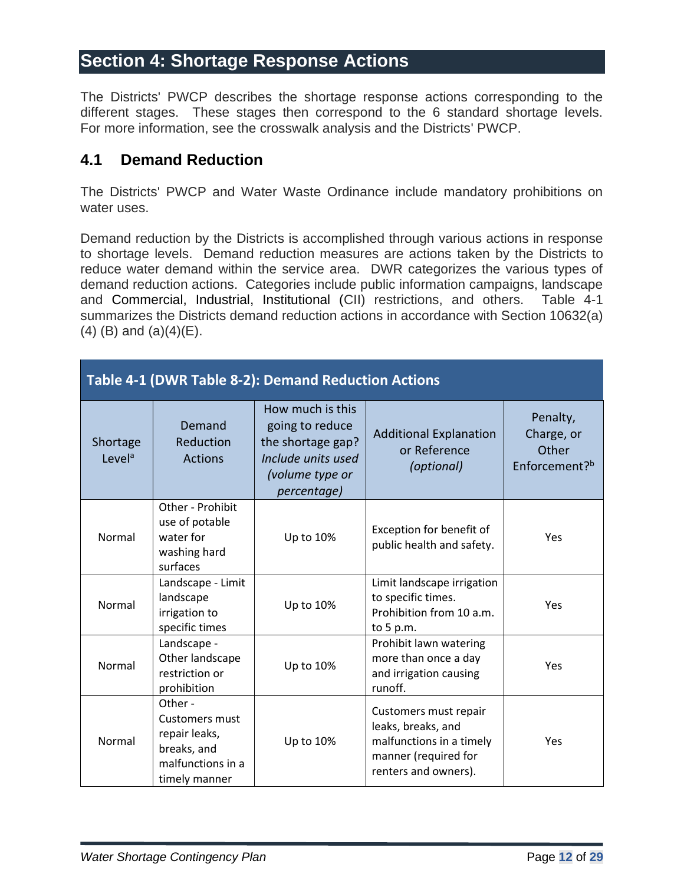# Section 4: Shortage Response Actions

The Districts' PWCP describes the shortage response actions corresponding to the different stages. These stages then correspond to the 6 standard shortage levels. For more information, see the crosswalk analysis and the Districts' PWCP.

## 4.1 Demand Reduction

The Districts' PWCP and Water Waste Ordinance include mandatory prohibitions on water uses.

Demand reduction by the Districts is accomplished through various actions in response to shortage levels. Demand reduction measures are actions taken by the Districts to reduce water demand within the service area. DWR categorizes the various types of demand reduction actions. Categories include public information campaigns, landscape and Commercial, Industrial, Institutional (CII) restrictions, and others. Table 4-1 summarizes the Districts demand reduction actions in accordance with Section 10632(a)(4) (B) and (a)(4)(E).

**Table 4-1 (DWR Table 8-2): Demand Reduction Actions**

| Shortage Level[a] | Demand Reduction Actions | How much is this going to reduce the shortage gap? *Include units used (volume type or percentage)* | Additional Explanation or Reference *(optional)* | Penalty, Charge, or Other Enforcement?[b] |
|---|---|---|---|---|
| Normal | Other - Prohibit use of potable water for washing hard surfaces | Up to 10% | Exception for benefit of public health and safety. | Yes |
| Normal | Landscape - Limit landscape irrigation to specific times | Up to 10% | Limit landscape irrigation to specific times. Prohibition from 10 a.m. to 5 p.m. | Yes |
| Normal | Landscape - Other landscape restriction or prohibition | Up to 10% | Prohibit lawn watering more than once a day and irrigation causing runoff. | Yes |
| Normal | Other - Customers must repair leaks, breaks, and malfunctions in a timely manner | Up to 10% | Customers must repair leaks, breaks, and malfunctions in a timely manner (required for renters and owners). | Yes |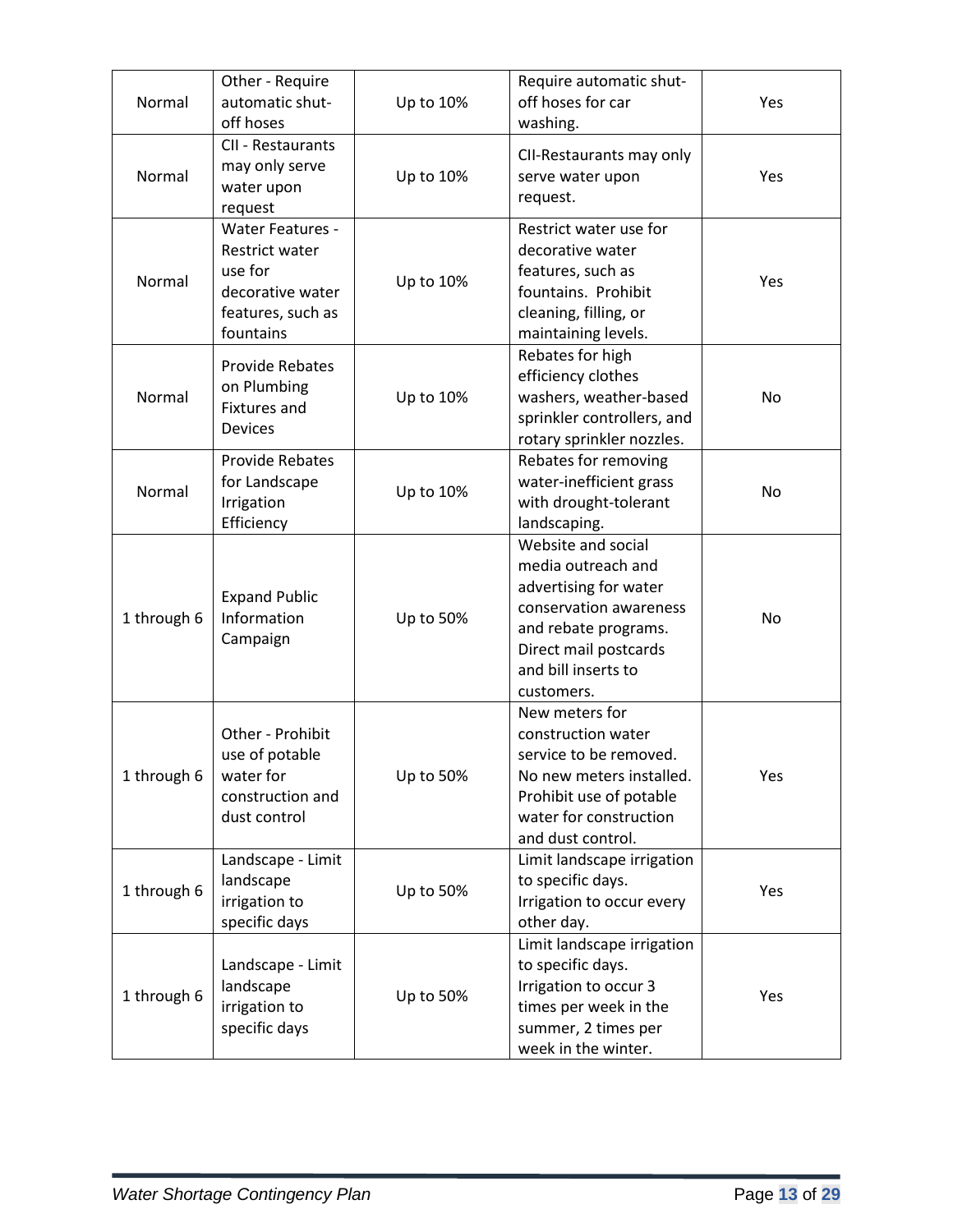| Normal | Other - Require automatic shut-off hoses | Up to 10% | Require automatic shut-off hoses for car washing. | Yes |
|---|---|---|---|---|
| Normal | CII - Restaurants may only serve water upon request | Up to 10% | CII-Restaurants may only serve water upon request. | Yes |
| Normal | Water Features - Restrict water use for decorative water features, such as fountains | Up to 10% | Restrict water use for decorative water features, such as fountains. Prohibit cleaning, filling, or maintaining levels. | Yes |
| Normal | Provide Rebates on Plumbing Fixtures and Devices | Up to 10% | Rebates for high efficiency clothes washers, weather-based sprinkler controllers, and rotary sprinkler nozzles. | No |
| Normal | Provide Rebates for Landscape Irrigation Efficiency | Up to 10% | Rebates for removing water-inefficient grass with drought-tolerant landscaping. | No |
| 1 through 6 | Expand Public Information Campaign | Up to 50% | Website and social media outreach and advertising for water conservation awareness and rebate programs. Direct mail postcards and bill inserts to customers. | No |
| 1 through 6 | Other - Prohibit use of potable water for construction and dust control | Up to 50% | New meters for construction water service to be removed. No new meters installed. Prohibit use of potable water for construction and dust control. | Yes |
| 1 through 6 | Landscape - Limit landscape irrigation to specific days | Up to 50% | Limit landscape irrigation to specific days. Irrigation to occur every other day. | Yes |
| 1 through 6 | Landscape - Limit landscape irrigation to specific days | Up to 50% | Limit landscape irrigation to specific days. Irrigation to occur 3 times per week in the summer, 2 times per week in the winter. | Yes |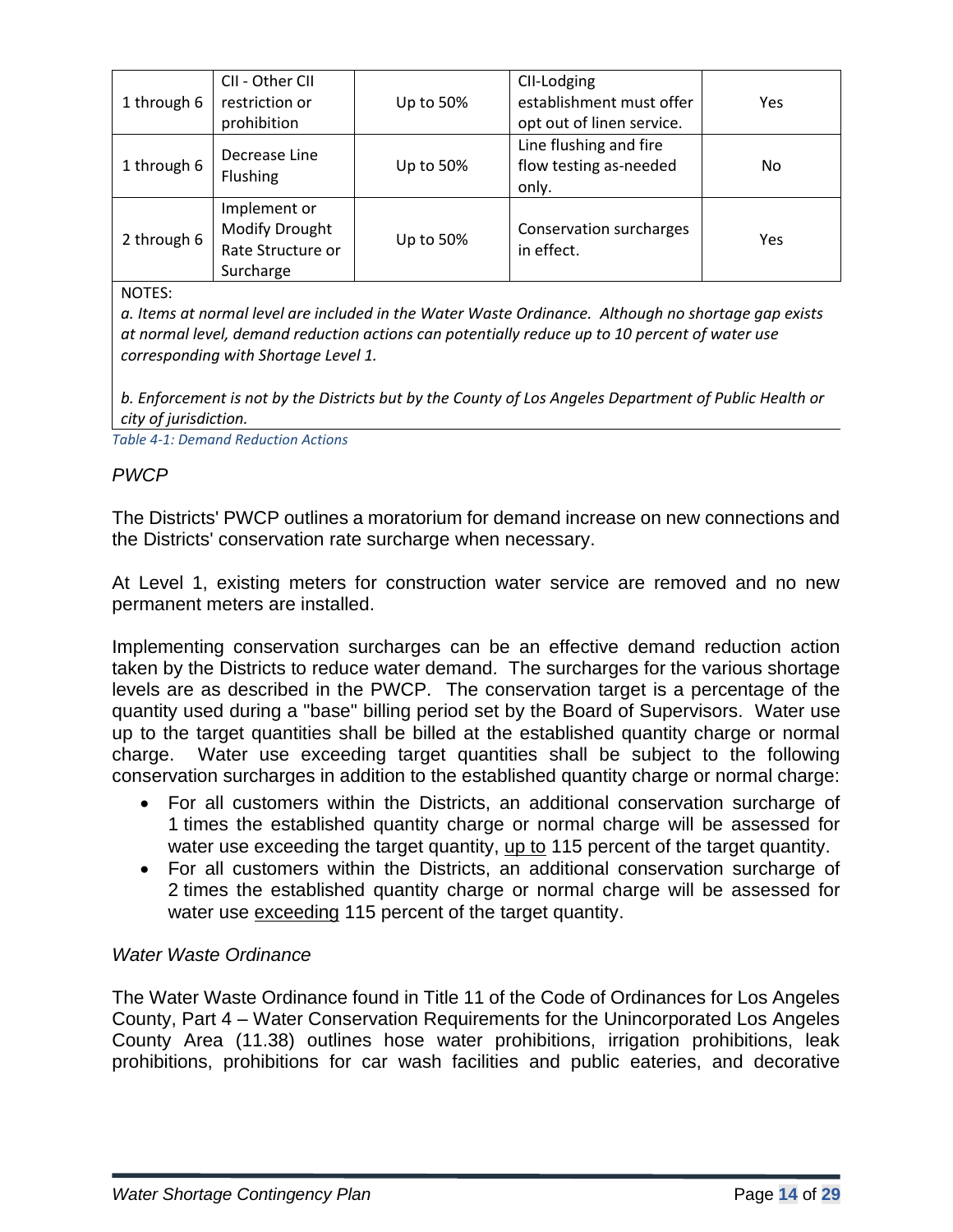| 1 through 6 | CII - Other CII restriction or prohibition | Up to 50% | CII-Lodging establishment must offer opt out of linen service. | Yes |
|---|---|---|---|---|
| 1 through 6 | Decrease Line Flushing | Up to 50% | Line flushing and fire flow testing as-needed only. | No |
| 2 through 6 | Implement or Modify Drought Rate Structure or Surcharge | Up to 50% | Conservation surcharges in effect. | Yes |

NOTES:

*a. Items at normal level are included in the Water Waste Ordinance. Although no shortage gap exists at normal level, demand reduction actions can potentially reduce up to 10 percent of water use corresponding with Shortage Level 1.*

*b. Enforcement is not by the Districts but by the County of Los Angeles Department of Public Health or city of jurisdiction.*

*Table 4-1: Demand Reduction Actions*

### *PWCP*

The Districts' PWCP outlines a moratorium for demand increase on new connections and the Districts' conservation rate surcharge when necessary.

At Level 1, existing meters for construction water service are removed and no new permanent meters are installed.

Implementing conservation surcharges can be an effective demand reduction action taken by the Districts to reduce water demand. The surcharges for the various shortage levels are as described in the PWCP. The conservation target is a percentage of the quantity used during a "base" billing period set by the Board of Supervisors. Water use up to the target quantities shall be billed at the established quantity charge or normal charge. Water use exceeding target quantities shall be subject to the following conservation surcharges in addition to the established quantity charge or normal charge:

- For all customers within the Districts, an additional conservation surcharge of 1 times the established quantity charge or normal charge will be assessed for water use exceeding the target quantity, up to 115 percent of the target quantity.
- For all customers within the Districts, an additional conservation surcharge of 2 times the established quantity charge or normal charge will be assessed for water use exceeding 115 percent of the target quantity.

### *Water Waste Ordinance*

The Water Waste Ordinance found in Title 11 of the Code of Ordinances for Los Angeles County, Part 4 – Water Conservation Requirements for the Unincorporated Los Angeles County Area (11.38) outlines hose water prohibitions, irrigation prohibitions, leak prohibitions, prohibitions for car wash facilities and public eateries, and decorative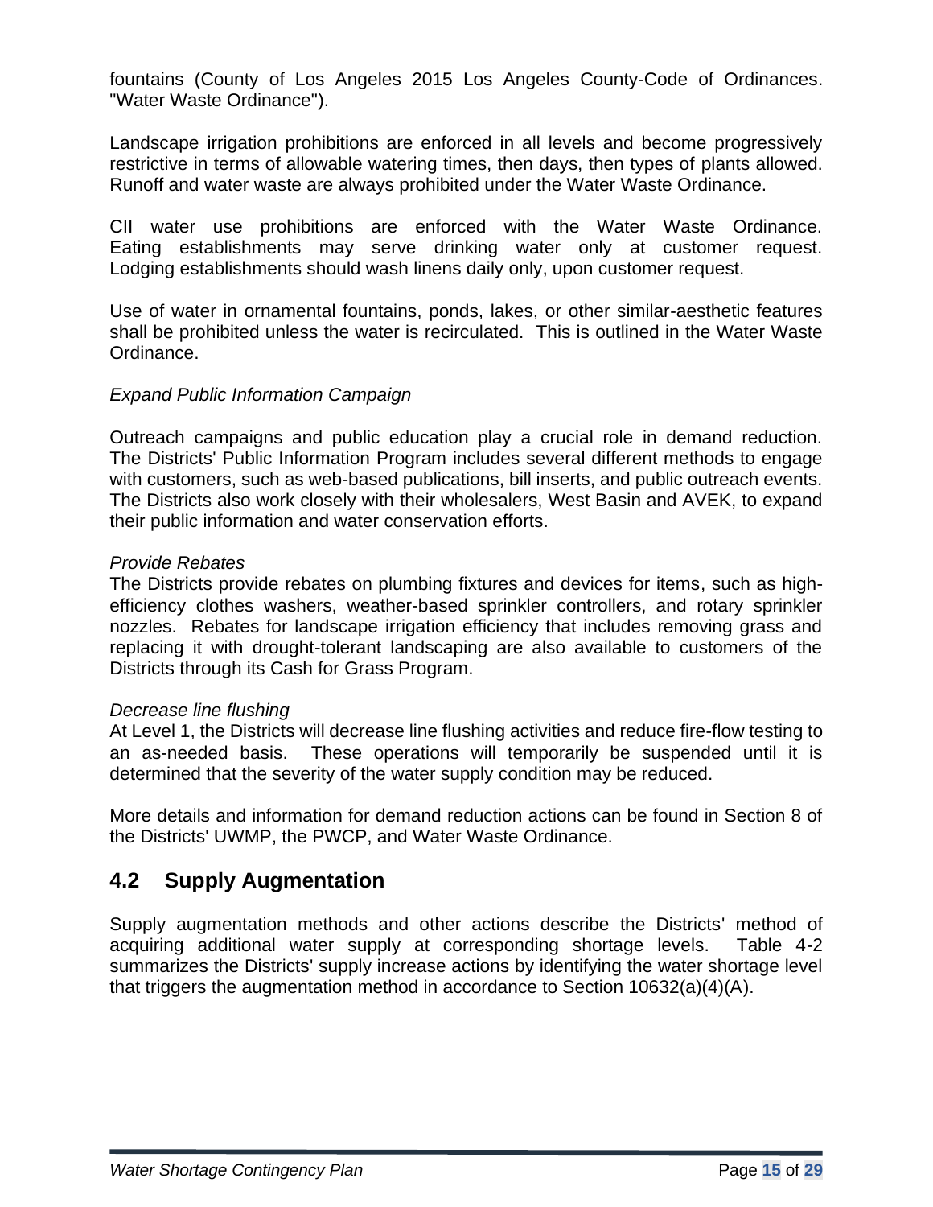fountains (County of Los Angeles 2015 Los Angeles County-Code of Ordinances. "Water Waste Ordinance").

Landscape irrigation prohibitions are enforced in all levels and become progressively restrictive in terms of allowable watering times, then days, then types of plants allowed. Runoff and water waste are always prohibited under the Water Waste Ordinance.

CII water use prohibitions are enforced with the Water Waste Ordinance. Eating establishments may serve drinking water only at customer request. Lodging establishments should wash linens daily only, upon customer request.

Use of water in ornamental fountains, ponds, lakes, or other similar-aesthetic features shall be prohibited unless the water is recirculated. This is outlined in the Water Waste Ordinance.

*Expand Public Information Campaign*

Outreach campaigns and public education play a crucial role in demand reduction. The Districts' Public Information Program includes several different methods to engage with customers, such as web-based publications, bill inserts, and public outreach events. The Districts also work closely with their wholesalers, West Basin and AVEK, to expand their public information and water conservation efforts.

*Provide Rebates*

The Districts provide rebates on plumbing fixtures and devices for items, such as high-efficiency clothes washers, weather-based sprinkler controllers, and rotary sprinkler nozzles. Rebates for landscape irrigation efficiency that includes removing grass and replacing it with drought-tolerant landscaping are also available to customers of the Districts through its Cash for Grass Program.

*Decrease line flushing*

At Level 1, the Districts will decrease line flushing activities and reduce fire-flow testing to an as-needed basis. These operations will temporarily be suspended until it is determined that the severity of the water supply condition may be reduced.

More details and information for demand reduction actions can be found in Section 8 of the Districts' UWMP, the PWCP, and Water Waste Ordinance.

## 4.2 Supply Augmentation

Supply augmentation methods and other actions describe the Districts' method of acquiring additional water supply at corresponding shortage levels. Table 4-2 summarizes the Districts' supply increase actions by identifying the water shortage level that triggers the augmentation method in accordance to Section 10632(a)(4)(A).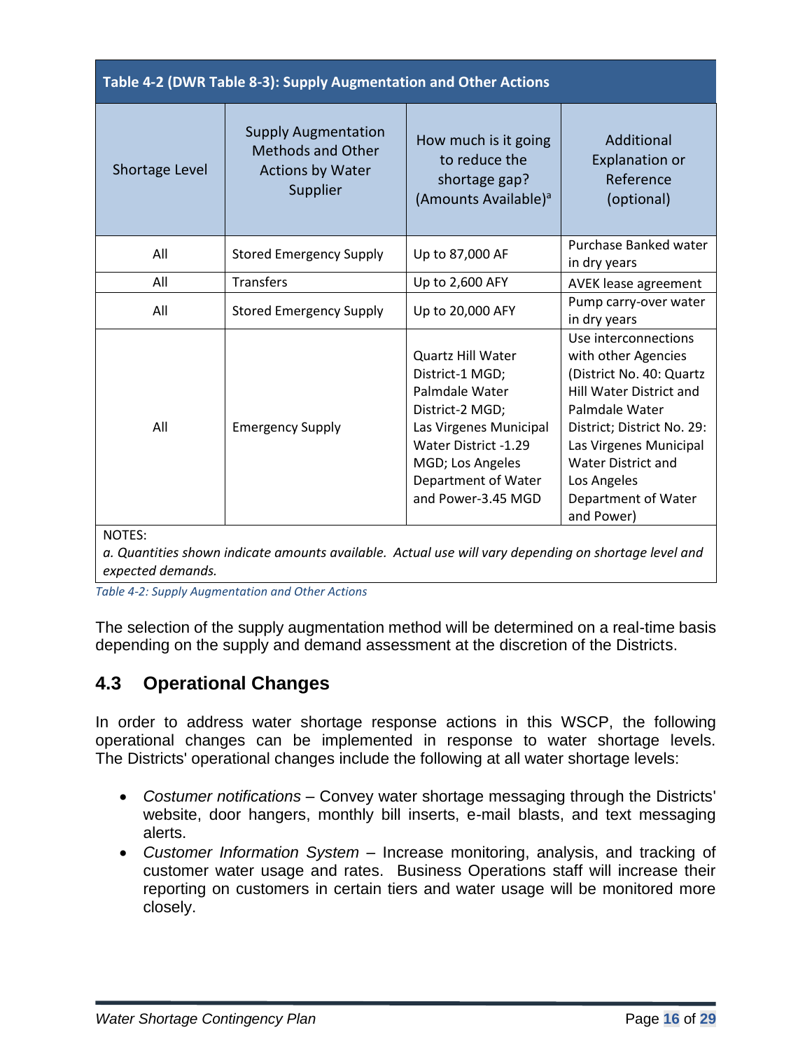| Table 4-2 (DWR Table 8-3): Supply Augmentation and Other Actions | | | |
|---|---|---|---|
| Shortage Level | Supply Augmentation Methods and Other Actions by Water Supplier | How much is it going to reduce the shortage gap? (Amounts Available)[a] | Additional Explanation or Reference (optional) |
| All | Stored Emergency Supply | Up to 87,000 AF | Purchase Banked water in dry years |
| All | Transfers | Up to 2,600 AFY | AVEK lease agreement |
| All | Stored Emergency Supply | Up to 20,000 AFY | Pump carry-over water in dry years |
| All | Emergency Supply | Quartz Hill Water District-1 MGD; Palmdale Water District-2 MGD; Las Virgenes Municipal Water District -1.29 MGD; Los Angeles Department of Water and Power-3.45 MGD | Use interconnections with other Agencies (District No. 40: Quartz Hill Water District and Palmdale Water District; District No. 29: Las Virgenes Municipal Water District and Los Angeles Department of Water and Power) |

NOTES:
*a. Quantities shown indicate amounts available. Actual use will vary depending on shortage level and expected demands.*

*Table 4-2: Supply Augmentation and Other Actions*

The selection of the supply augmentation method will be determined on a real-time basis depending on the supply and demand assessment at the discretion of the Districts.

## 4.3 Operational Changes

In order to address water shortage response actions in this WSCP, the following operational changes can be implemented in response to water shortage levels. The Districts' operational changes include the following at all water shortage levels:

- *Costumer notifications* – Convey water shortage messaging through the Districts' website, door hangers, monthly bill inserts, e-mail blasts, and text messaging alerts.
- *Customer Information System* – Increase monitoring, analysis, and tracking of customer water usage and rates. Business Operations staff will increase their reporting on customers in certain tiers and water usage will be monitored more closely.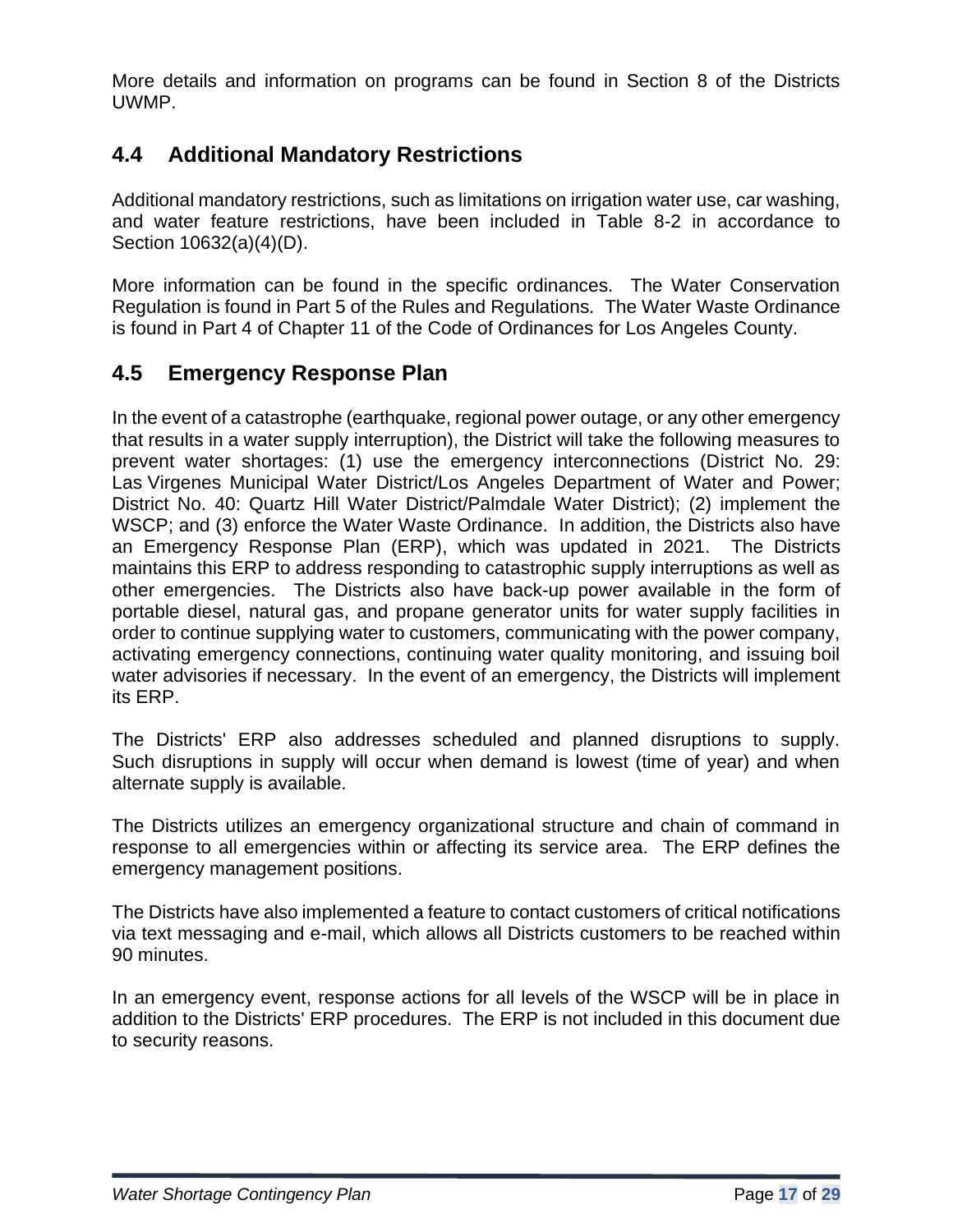More details and information on programs can be found in Section 8 of the Districts UWMP.

## 4.4 Additional Mandatory Restrictions

Additional mandatory restrictions, such as limitations on irrigation water use, car washing, and water feature restrictions, have been included in Table 8-2 in accordance to Section 10632(a)(4)(D).

More information can be found in the specific ordinances. The Water Conservation Regulation is found in Part 5 of the Rules and Regulations. The Water Waste Ordinance is found in Part 4 of Chapter 11 of the Code of Ordinances for Los Angeles County.

## 4.5 Emergency Response Plan

In the event of a catastrophe (earthquake, regional power outage, or any other emergency that results in a water supply interruption), the District will take the following measures to prevent water shortages: (1) use the emergency interconnections (District No. 29: Las Virgenes Municipal Water District/Los Angeles Department of Water and Power; District No. 40: Quartz Hill Water District/Palmdale Water District); (2) implement the WSCP; and (3) enforce the Water Waste Ordinance. In addition, the Districts also have an Emergency Response Plan (ERP), which was updated in 2021. The Districts maintains this ERP to address responding to catastrophic supply interruptions as well as other emergencies. The Districts also have back-up power available in the form of portable diesel, natural gas, and propane generator units for water supply facilities in order to continue supplying water to customers, communicating with the power company, activating emergency connections, continuing water quality monitoring, and issuing boil water advisories if necessary. In the event of an emergency, the Districts will implement its ERP.

The Districts' ERP also addresses scheduled and planned disruptions to supply. Such disruptions in supply will occur when demand is lowest (time of year) and when alternate supply is available.

The Districts utilizes an emergency organizational structure and chain of command in response to all emergencies within or affecting its service area. The ERP defines the emergency management positions.

The Districts have also implemented a feature to contact customers of critical notifications via text messaging and e-mail, which allows all Districts customers to be reached within 90 minutes.

In an emergency event, response actions for all levels of the WSCP will be in place in addition to the Districts' ERP procedures. The ERP is not included in this document due to security reasons.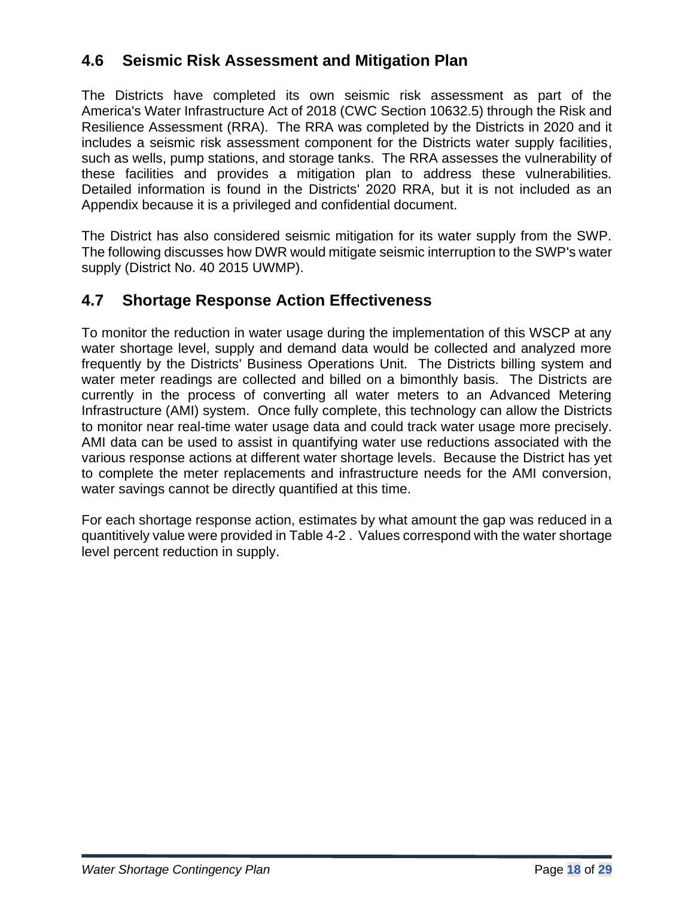## 4.6 Seismic Risk Assessment and Mitigation Plan

The Districts have completed its own seismic risk assessment as part of the America's Water Infrastructure Act of 2018 (CWC Section 10632.5) through the Risk and Resilience Assessment (RRA). The RRA was completed by the Districts in 2020 and it includes a seismic risk assessment component for the Districts water supply facilities, such as wells, pump stations, and storage tanks. The RRA assesses the vulnerability of these facilities and provides a mitigation plan to address these vulnerabilities. Detailed information is found in the Districts' 2020 RRA, but it is not included as an Appendix because it is a privileged and confidential document.

The District has also considered seismic mitigation for its water supply from the SWP. The following discusses how DWR would mitigate seismic interruption to the SWP's water supply (District No. 40 2015 UWMP).

## 4.7 Shortage Response Action Effectiveness

To monitor the reduction in water usage during the implementation of this WSCP at any water shortage level, supply and demand data would be collected and analyzed more frequently by the Districts' Business Operations Unit. The Districts billing system and water meter readings are collected and billed on a bimonthly basis. The Districts are currently in the process of converting all water meters to an Advanced Metering Infrastructure (AMI) system. Once fully complete, this technology can allow the Districts to monitor near real-time water usage data and could track water usage more precisely. AMI data can be used to assist in quantifying water use reductions associated with the various response actions at different water shortage levels. Because the District has yet to complete the meter replacements and infrastructure needs for the AMI conversion, water savings cannot be directly quantified at this time.

For each shortage response action, estimates by what amount the gap was reduced in a quantitively value were provided in Table 4-2 . Values correspond with the water shortage level percent reduction in supply.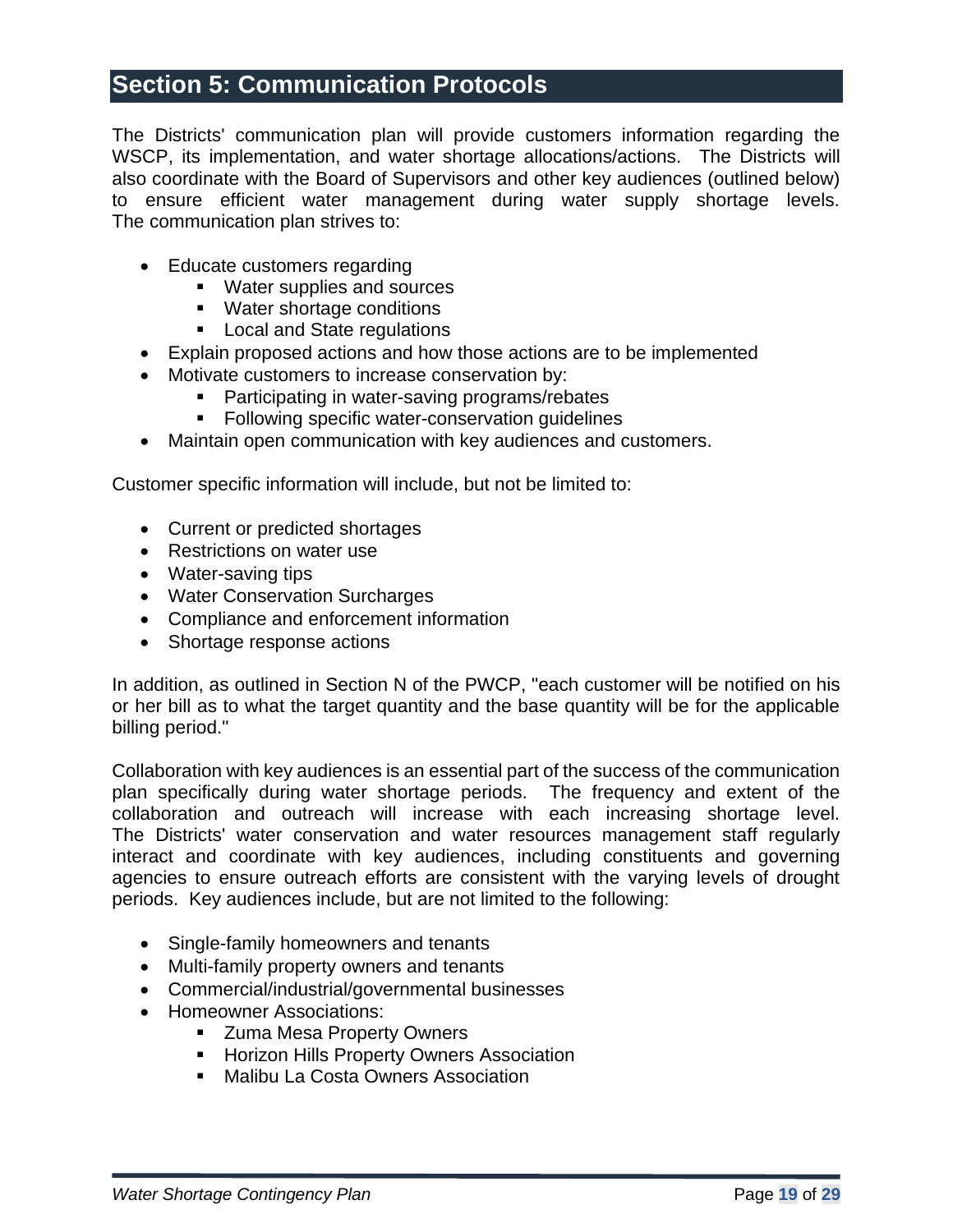## Section 5: Communication Protocols

The Districts' communication plan will provide customers information regarding the WSCP, its implementation, and water shortage allocations/actions. The Districts will also coordinate with the Board of Supervisors and other key audiences (outlined below) to ensure efficient water management during water supply shortage levels. The communication plan strives to:

- Educate customers regarding
  - Water supplies and sources
  - Water shortage conditions
  - Local and State regulations
- Explain proposed actions and how those actions are to be implemented
- Motivate customers to increase conservation by:
  - Participating in water-saving programs/rebates
  - Following specific water-conservation guidelines
- Maintain open communication with key audiences and customers.

Customer specific information will include, but not be limited to:

- Current or predicted shortages
- Restrictions on water use
- Water-saving tips
- Water Conservation Surcharges
- Compliance and enforcement information
- Shortage response actions

In addition, as outlined in Section N of the PWCP, "each customer will be notified on his or her bill as to what the target quantity and the base quantity will be for the applicable billing period."

Collaboration with key audiences is an essential part of the success of the communication plan specifically during water shortage periods. The frequency and extent of the collaboration and outreach will increase with each increasing shortage level. The Districts' water conservation and water resources management staff regularly interact and coordinate with key audiences, including constituents and governing agencies to ensure outreach efforts are consistent with the varying levels of drought periods. Key audiences include, but are not limited to the following:

- Single-family homeowners and tenants
- Multi-family property owners and tenants
- Commercial/industrial/governmental businesses
- Homeowner Associations:
  - Zuma Mesa Property Owners
  - Horizon Hills Property Owners Association
  - Malibu La Costa Owners Association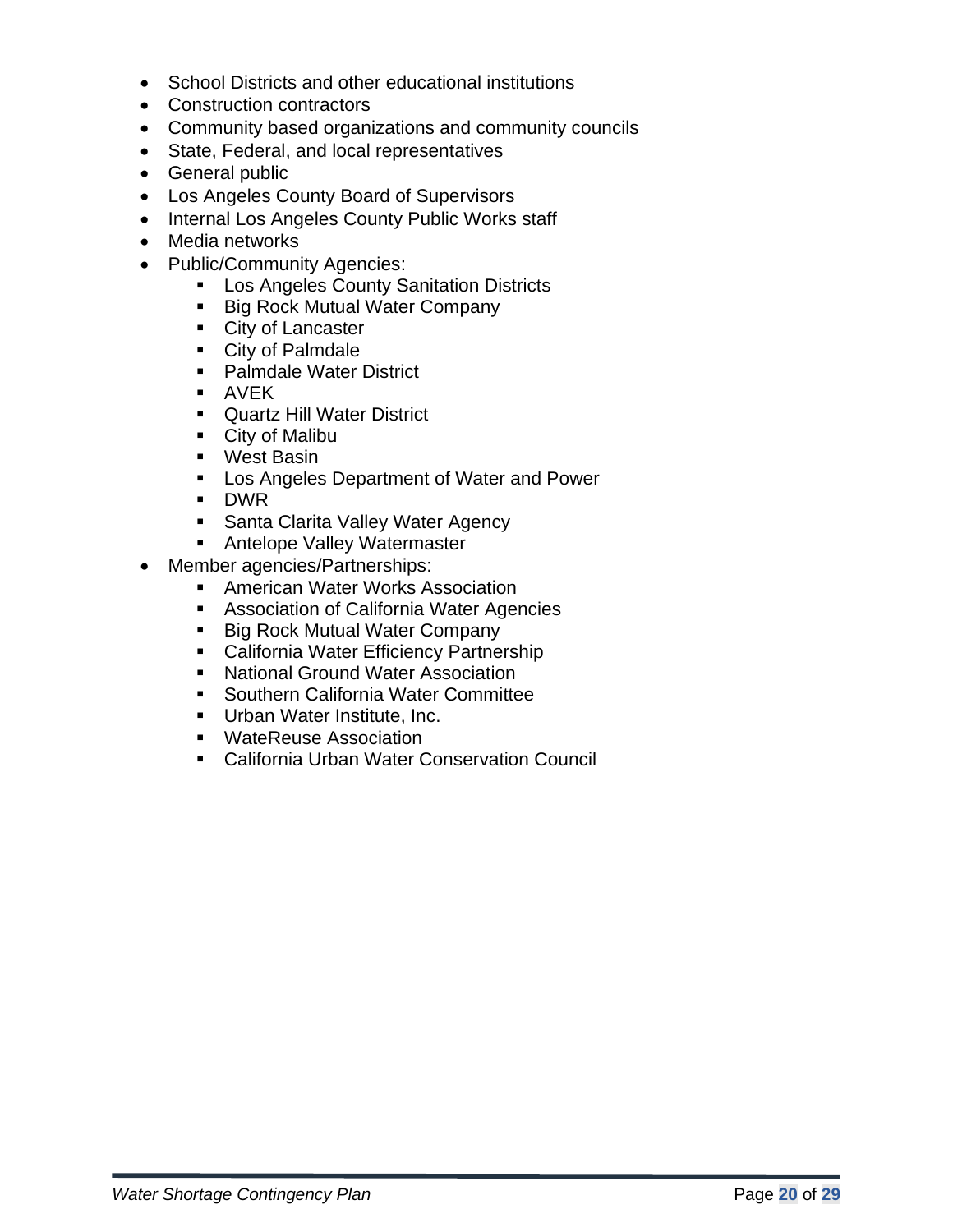- School Districts and other educational institutions
- Construction contractors
- Community based organizations and community councils
- State, Federal, and local representatives
- General public
- Los Angeles County Board of Supervisors
- Internal Los Angeles County Public Works staff
- Media networks
- Public/Community Agencies:
    - Los Angeles County Sanitation Districts
    - Big Rock Mutual Water Company
    - City of Lancaster
    - City of Palmdale
    - Palmdale Water District
    - AVEK
    - Quartz Hill Water District
    - City of Malibu
    - West Basin
    - Los Angeles Department of Water and Power
    - DWR
    - Santa Clarita Valley Water Agency
    - Antelope Valley Watermaster
- Member agencies/Partnerships:
    - American Water Works Association
    - Association of California Water Agencies
    - Big Rock Mutual Water Company
    - California Water Efficiency Partnership
    - National Ground Water Association
    - Southern California Water Committee
    - Urban Water Institute, Inc.
    - WateReuse Association
    - California Urban Water Conservation Council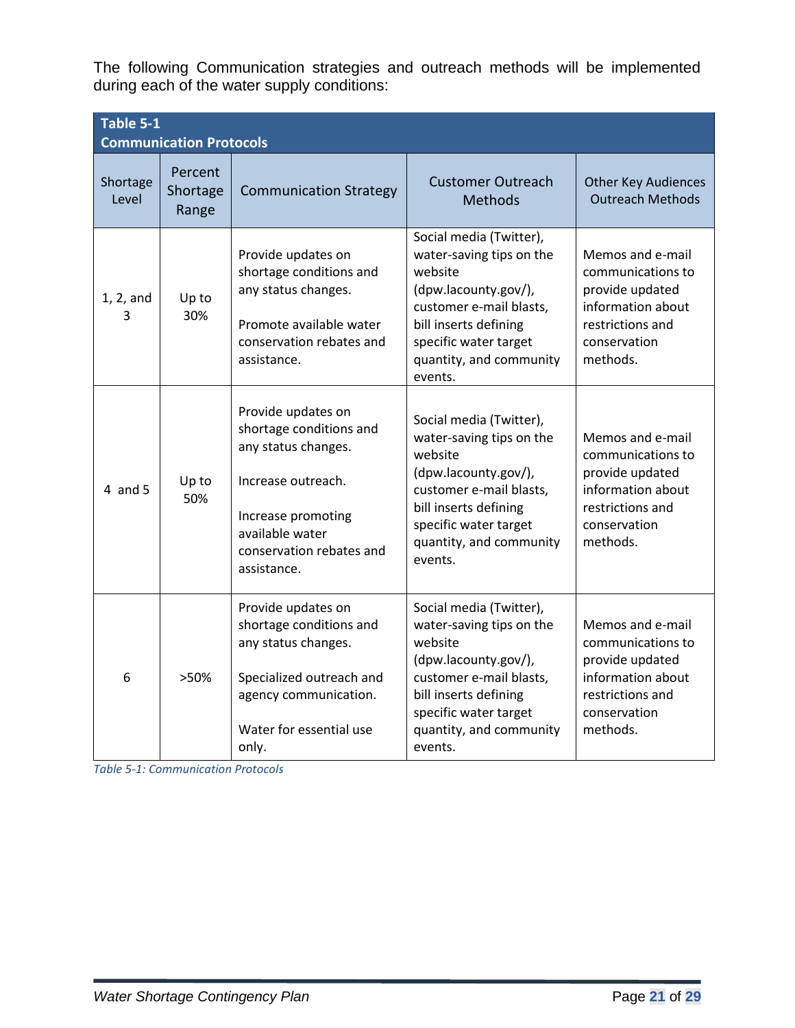The following Communication strategies and outreach methods will be implemented during each of the water supply conditions:

**Table 5-1**
**Communication Protocols**

| Shortage Level | Percent Shortage Range | Communication Strategy | Customer Outreach Methods | Other Key Audiences Outreach Methods |
|---|---|---|---|---|
| 1, 2, and 3 | Up to 30% | Provide updates on shortage conditions and any status changes.<br><br>Promote available water conservation rebates and assistance. | Social media (Twitter), water-saving tips on the website (dpw.lacounty.gov/), customer e-mail blasts, bill inserts defining specific water target quantity, and community events. | Memos and e-mail communications to provide updated information about restrictions and conservation methods. |
| 4 and 5 | Up to 50% | Provide updates on shortage conditions and any status changes.<br><br>Increase outreach.<br><br>Increase promoting available water conservation rebates and assistance. | Social media (Twitter), water-saving tips on the website (dpw.lacounty.gov/), customer e-mail blasts, bill inserts defining specific water target quantity, and community events. | Memos and e-mail communications to provide updated information about restrictions and conservation methods. |
| 6 | >50% | Provide updates on shortage conditions and any status changes.<br><br>Specialized outreach and agency communication.<br><br>Water for essential use only. | Social media (Twitter), water-saving tips on the website (dpw.lacounty.gov/), customer e-mail blasts, bill inserts defining specific water target quantity, and community events. | Memos and e-mail communications to provide updated information about restrictions and conservation methods. |

*Table 5-1: Communication Protocols*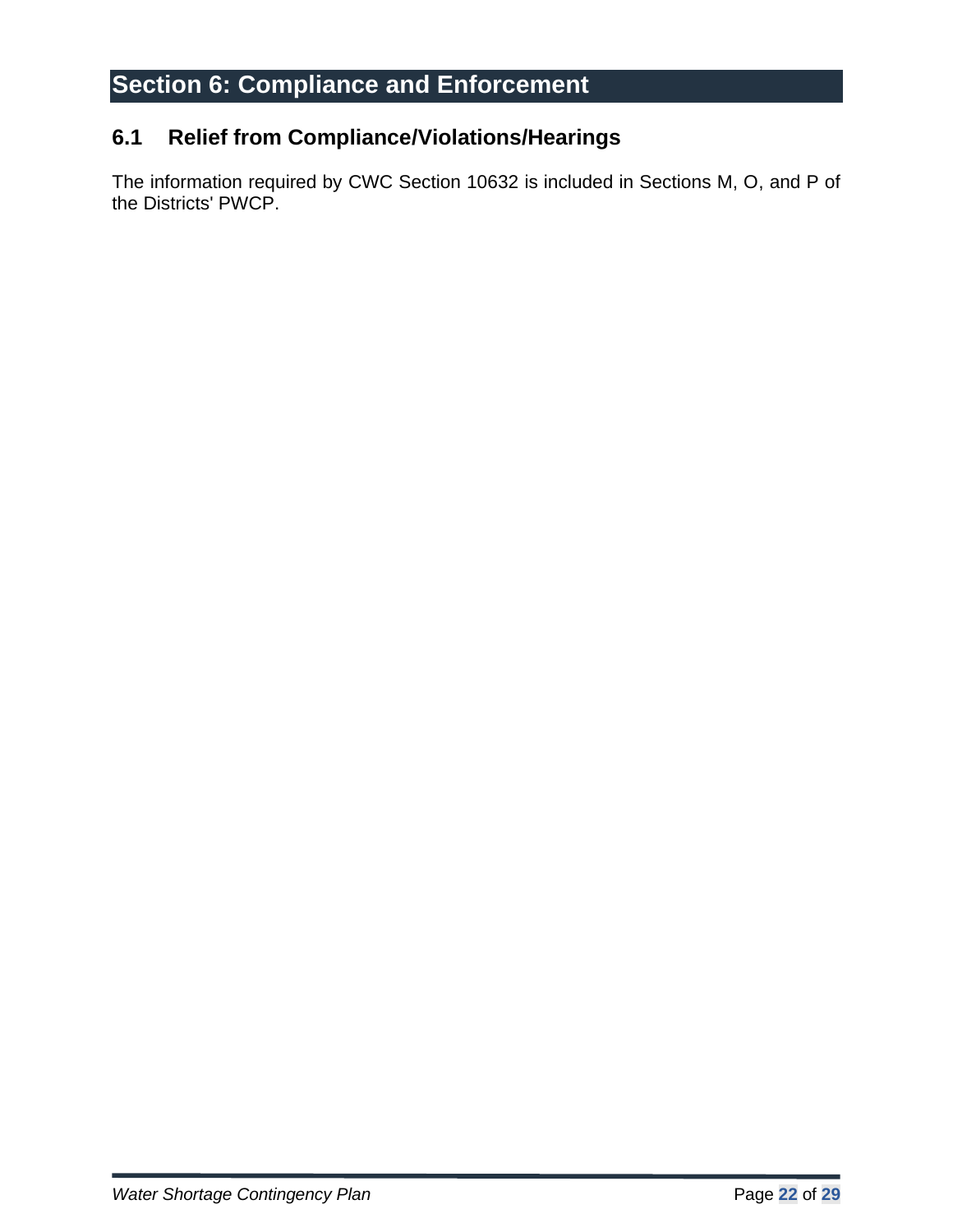# Section 6: Compliance and Enforcement

## 6.1 Relief from Compliance/Violations/Hearings

The information required by CWC Section 10632 is included in Sections M, O, and P of the Districts' PWCP.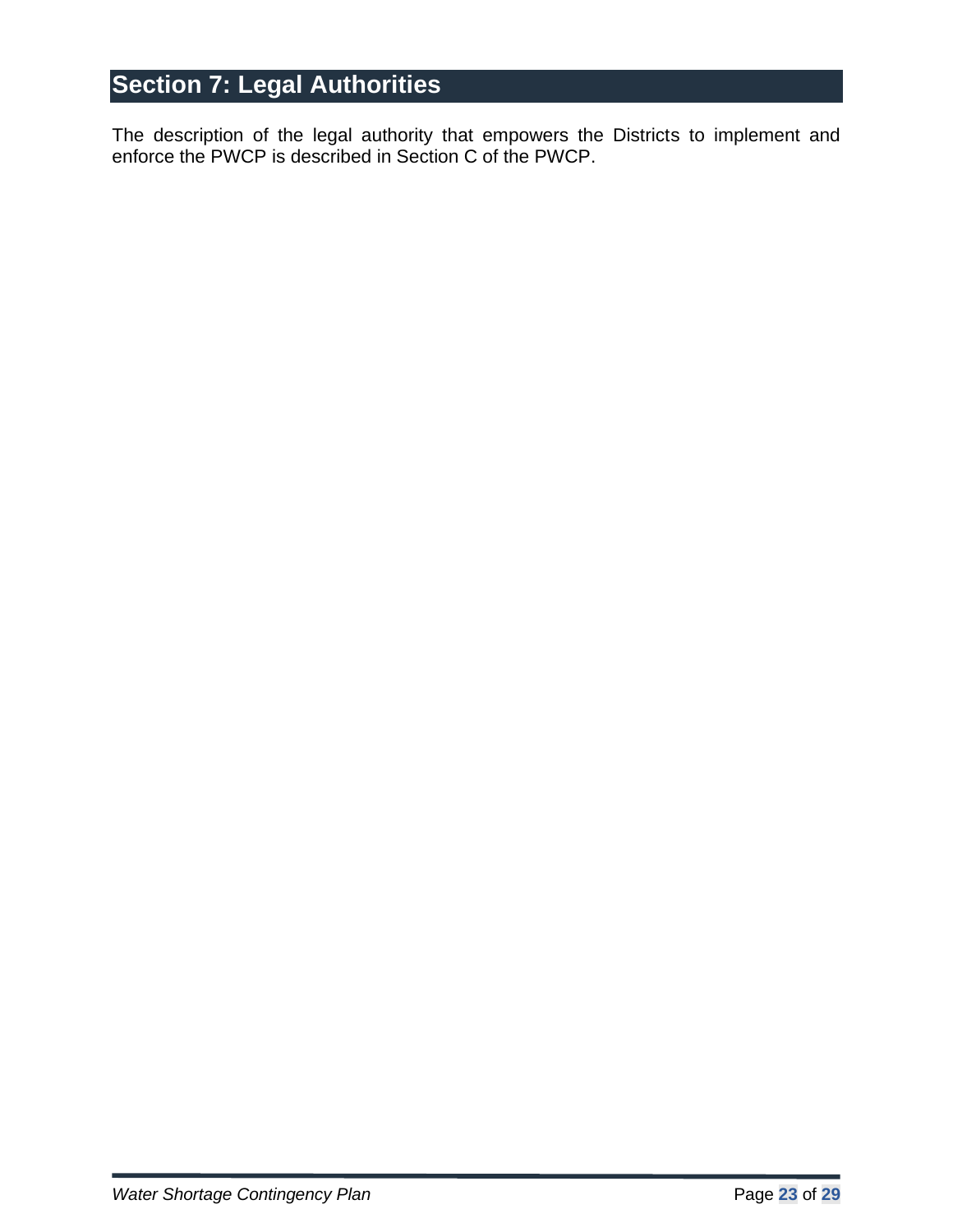# Section 7: Legal Authorities

The description of the legal authority that empowers the Districts to implement and enforce the PWCP is described in Section C of the PWCP.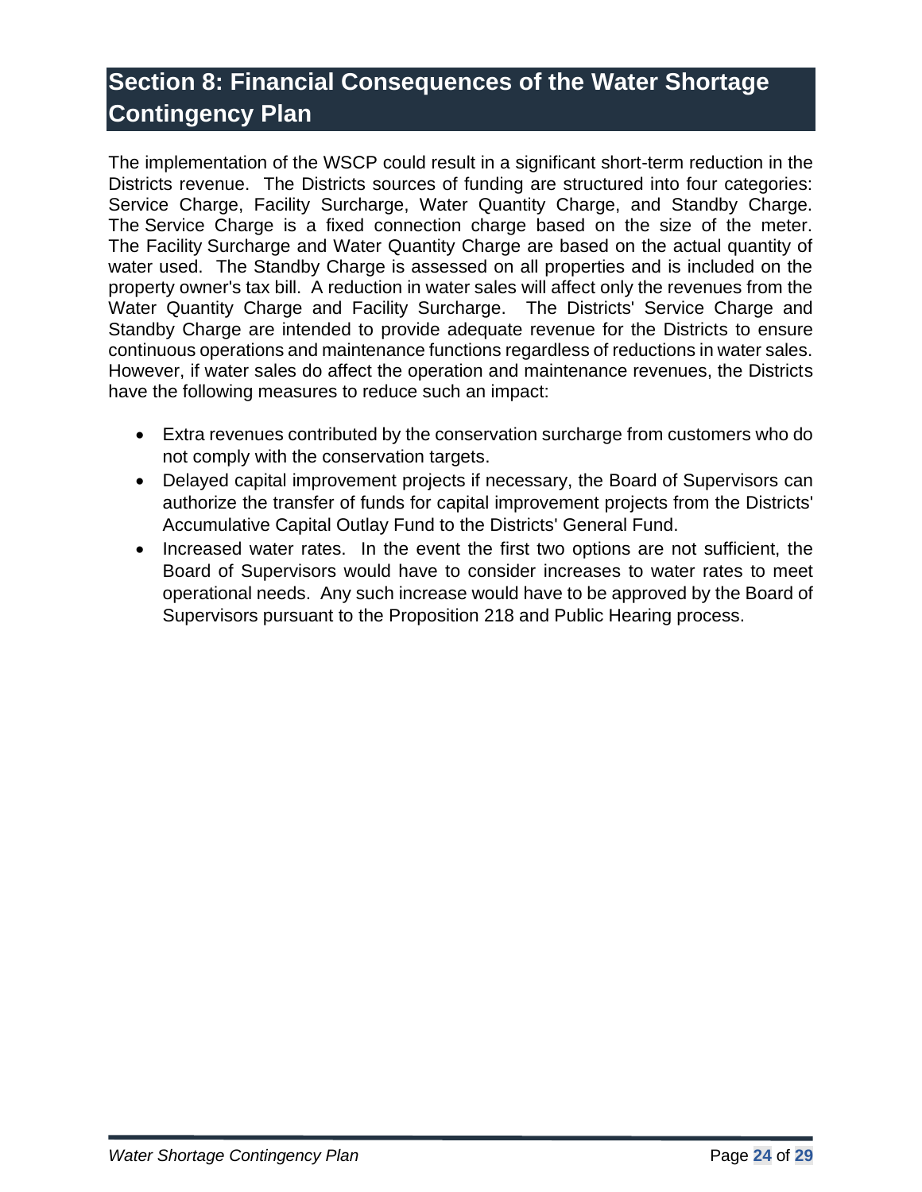## Section 8: Financial Consequences of the Water Shortage Contingency Plan

The implementation of the WSCP could result in a significant short-term reduction in the Districts revenue. The Districts sources of funding are structured into four categories: Service Charge, Facility Surcharge, Water Quantity Charge, and Standby Charge. The Service Charge is a fixed connection charge based on the size of the meter. The Facility Surcharge and Water Quantity Charge are based on the actual quantity of water used. The Standby Charge is assessed on all properties and is included on the property owner's tax bill. A reduction in water sales will affect only the revenues from the Water Quantity Charge and Facility Surcharge. The Districts' Service Charge and Standby Charge are intended to provide adequate revenue for the Districts to ensure continuous operations and maintenance functions regardless of reductions in water sales. However, if water sales do affect the operation and maintenance revenues, the Districts have the following measures to reduce such an impact:

- Extra revenues contributed by the conservation surcharge from customers who do not comply with the conservation targets.
- Delayed capital improvement projects if necessary, the Board of Supervisors can authorize the transfer of funds for capital improvement projects from the Districts' Accumulative Capital Outlay Fund to the Districts' General Fund.
- Increased water rates. In the event the first two options are not sufficient, the Board of Supervisors would have to consider increases to water rates to meet operational needs. Any such increase would have to be approved by the Board of Supervisors pursuant to the Proposition 218 and Public Hearing process.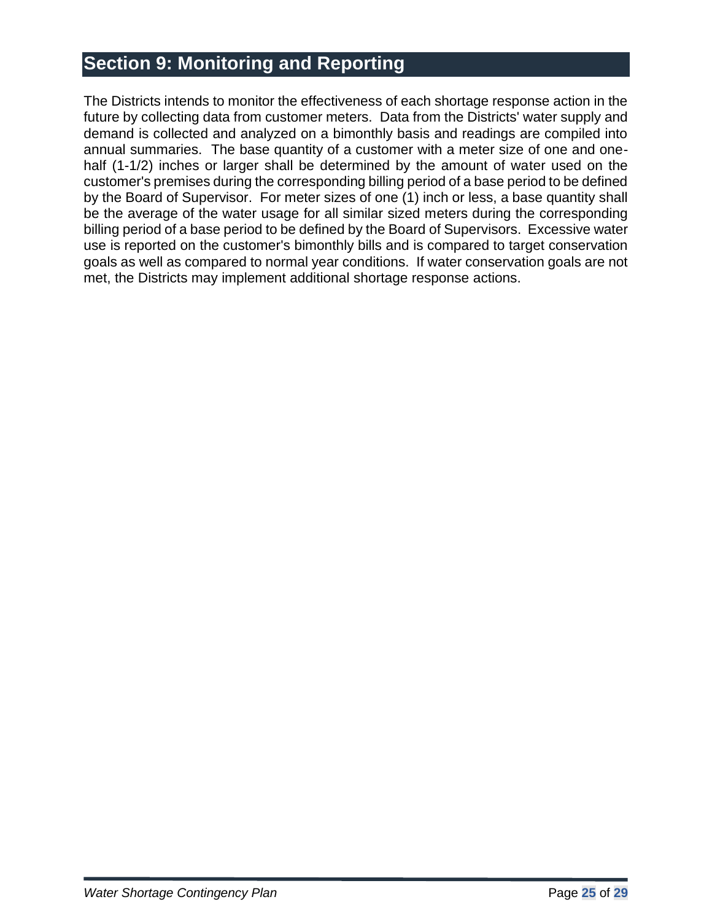# Section 9: Monitoring and Reporting

The Districts intends to monitor the effectiveness of each shortage response action in the future by collecting data from customer meters. Data from the Districts' water supply and demand is collected and analyzed on a bimonthly basis and readings are compiled into annual summaries. The base quantity of a customer with a meter size of one and one-half (1-1/2) inches or larger shall be determined by the amount of water used on the customer's premises during the corresponding billing period of a base period to be defined by the Board of Supervisor. For meter sizes of one (1) inch or less, a base quantity shall be the average of the water usage for all similar sized meters during the corresponding billing period of a base period to be defined by the Board of Supervisors. Excessive water use is reported on the customer's bimonthly bills and is compared to target conservation goals as well as compared to normal year conditions. If water conservation goals are not met, the Districts may implement additional shortage response actions.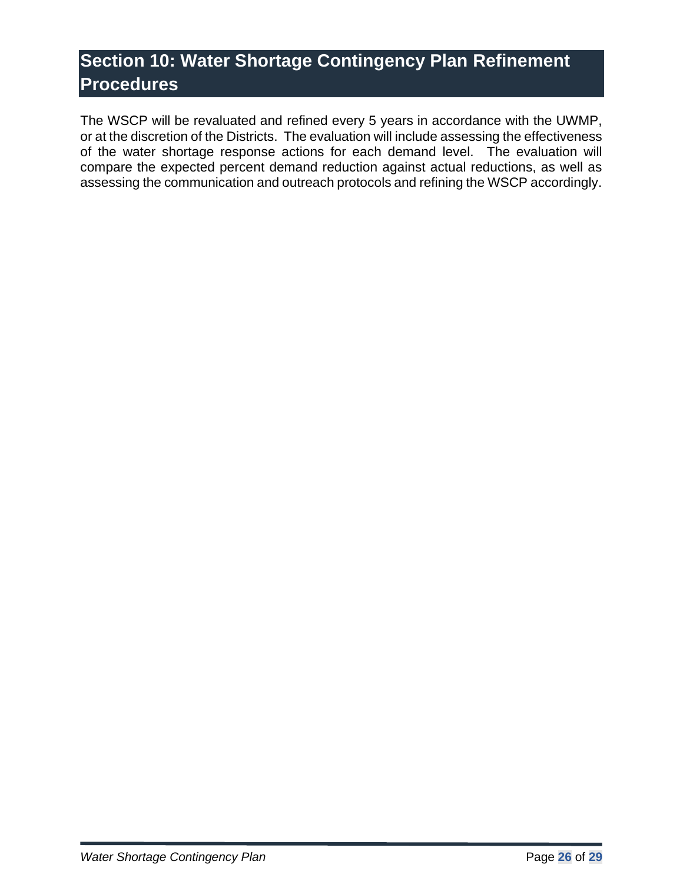# Section 10: Water Shortage Contingency Plan Refinement Procedures

The WSCP will be revaluated and refined every 5 years in accordance with the UWMP, or at the discretion of the Districts. The evaluation will include assessing the effectiveness of the water shortage response actions for each demand level. The evaluation will compare the expected percent demand reduction against actual reductions, as well as assessing the communication and outreach protocols and refining the WSCP accordingly.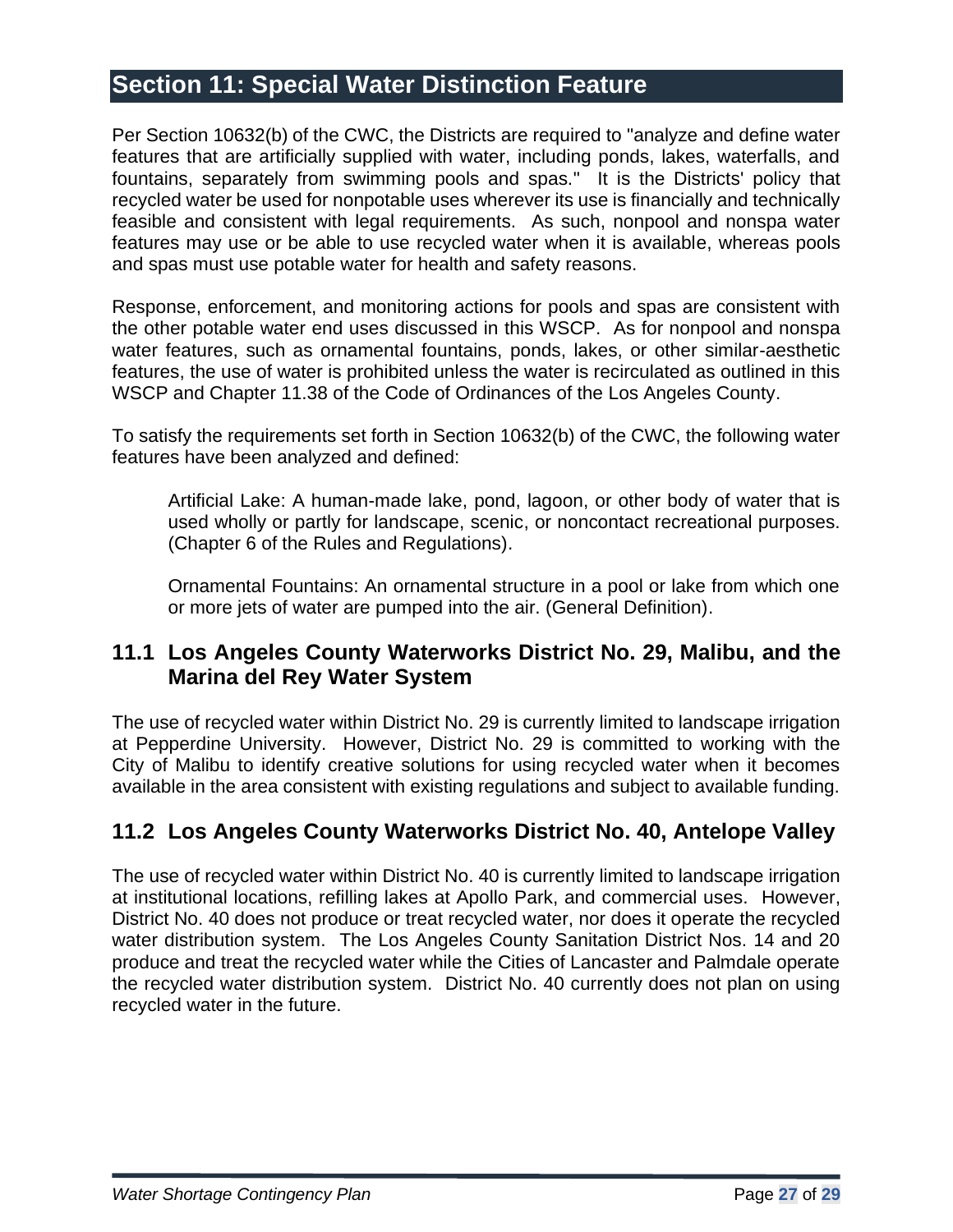# Section 11: Special Water Distinction Feature

Per Section 10632(b) of the CWC, the Districts are required to "analyze and define water features that are artificially supplied with water, including ponds, lakes, waterfalls, and fountains, separately from swimming pools and spas." It is the Districts' policy that recycled water be used for nonpotable uses wherever its use is financially and technically feasible and consistent with legal requirements. As such, nonpool and nonspa water features may use or be able to use recycled water when it is available, whereas pools and spas must use potable water for health and safety reasons.

Response, enforcement, and monitoring actions for pools and spas are consistent with the other potable water end uses discussed in this WSCP. As for nonpool and nonspa water features, such as ornamental fountains, ponds, lakes, or other similar-aesthetic features, the use of water is prohibited unless the water is recirculated as outlined in this WSCP and Chapter 11.38 of the Code of Ordinances of the Los Angeles County.

To satisfy the requirements set forth in Section 10632(b) of the CWC, the following water features have been analyzed and defined:

> Artificial Lake: A human-made lake, pond, lagoon, or other body of water that is used wholly or partly for landscape, scenic, or noncontact recreational purposes. (Chapter 6 of the Rules and Regulations).
>
> Ornamental Fountains: An ornamental structure in a pool or lake from which one or more jets of water are pumped into the air. (General Definition).

## 11.1 Los Angeles County Waterworks District No. 29, Malibu, and the Marina del Rey Water System

The use of recycled water within District No. 29 is currently limited to landscape irrigation at Pepperdine University. However, District No. 29 is committed to working with the City of Malibu to identify creative solutions for using recycled water when it becomes available in the area consistent with existing regulations and subject to available funding.

## 11.2 Los Angeles County Waterworks District No. 40, Antelope Valley

The use of recycled water within District No. 40 is currently limited to landscape irrigation at institutional locations, refilling lakes at Apollo Park, and commercial uses. However, District No. 40 does not produce or treat recycled water, nor does it operate the recycled water distribution system. The Los Angeles County Sanitation District Nos. 14 and 20 produce and treat the recycled water while the Cities of Lancaster and Palmdale operate the recycled water distribution system. District No. 40 currently does not plan on using recycled water in the future.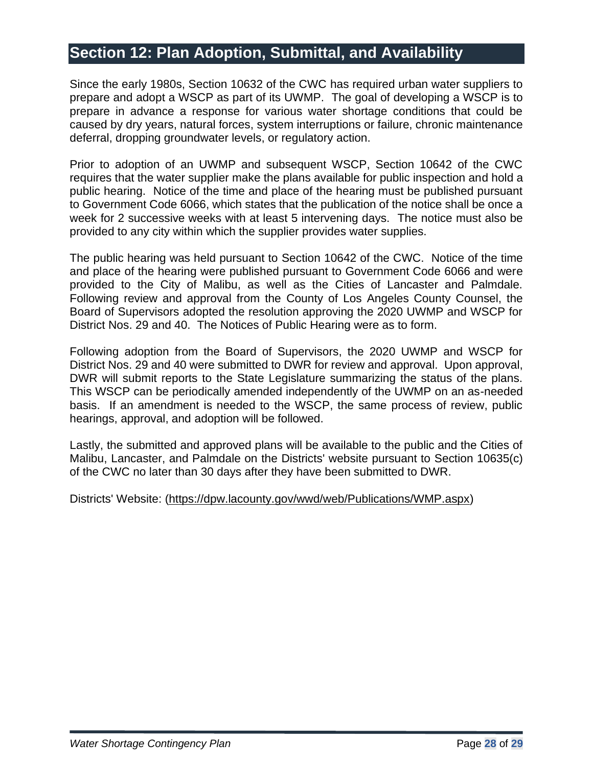# Section 12: Plan Adoption, Submittal, and Availability

Since the early 1980s, Section 10632 of the CWC has required urban water suppliers to prepare and adopt a WSCP as part of its UWMP. The goal of developing a WSCP is to prepare in advance a response for various water shortage conditions that could be caused by dry years, natural forces, system interruptions or failure, chronic maintenance deferral, dropping groundwater levels, or regulatory action.

Prior to adoption of an UWMP and subsequent WSCP, Section 10642 of the CWC requires that the water supplier make the plans available for public inspection and hold a public hearing. Notice of the time and place of the hearing must be published pursuant to Government Code 6066, which states that the publication of the notice shall be once a week for 2 successive weeks with at least 5 intervening days. The notice must also be provided to any city within which the supplier provides water supplies.

The public hearing was held pursuant to Section 10642 of the CWC. Notice of the time and place of the hearing were published pursuant to Government Code 6066 and were provided to the City of Malibu, as well as the Cities of Lancaster and Palmdale. Following review and approval from the County of Los Angeles County Counsel, the Board of Supervisors adopted the resolution approving the 2020 UWMP and WSCP for District Nos. 29 and 40. The Notices of Public Hearing were as to form.

Following adoption from the Board of Supervisors, the 2020 UWMP and WSCP for District Nos. 29 and 40 were submitted to DWR for review and approval. Upon approval, DWR will submit reports to the State Legislature summarizing the status of the plans. This WSCP can be periodically amended independently of the UWMP on an as-needed basis. If an amendment is needed to the WSCP, the same process of review, public hearings, approval, and adoption will be followed.

Lastly, the submitted and approved plans will be available to the public and the Cities of Malibu, Lancaster, and Palmdale on the Districts' website pursuant to Section 10635(c) of the CWC no later than 30 days after they have been submitted to DWR.

Districts' Website: (https://dpw.lacounty.gov/wwd/web/Publications/WMP.aspx)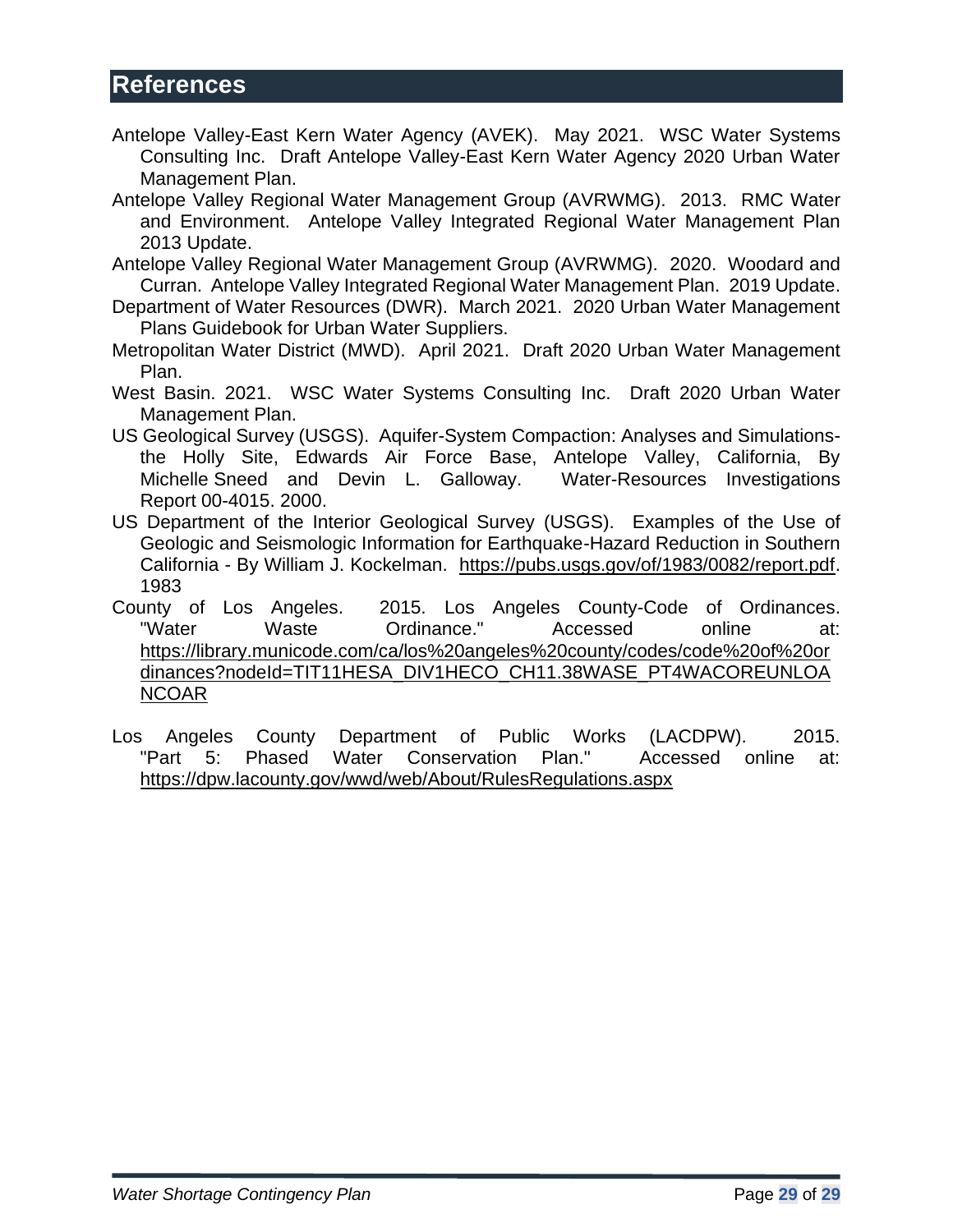## References

Antelope Valley-East Kern Water Agency (AVEK). May 2021. WSC Water Systems Consulting Inc. Draft Antelope Valley-East Kern Water Agency 2020 Urban Water Management Plan.

Antelope Valley Regional Water Management Group (AVRWMG). 2013. RMC Water and Environment. Antelope Valley Integrated Regional Water Management Plan 2013 Update.

Antelope Valley Regional Water Management Group (AVRWMG). 2020. Woodard and Curran. Antelope Valley Integrated Regional Water Management Plan. 2019 Update.

Department of Water Resources (DWR). March 2021. 2020 Urban Water Management Plans Guidebook for Urban Water Suppliers.

Metropolitan Water District (MWD). April 2021. Draft 2020 Urban Water Management Plan.

West Basin. 2021. WSC Water Systems Consulting Inc. Draft 2020 Urban Water Management Plan.

US Geological Survey (USGS). Aquifer-System Compaction: Analyses and Simulations-the Holly Site, Edwards Air Force Base, Antelope Valley, California, By Michelle Sneed and Devin L. Galloway. Water-Resources Investigations Report 00-4015. 2000.

US Department of the Interior Geological Survey (USGS). Examples of the Use of Geologic and Seismologic Information for Earthquake-Hazard Reduction in Southern California - By William J. Kockelman. https://pubs.usgs.gov/of/1983/0082/report.pdf. 1983

County of Los Angeles. 2015. Los Angeles County-Code of Ordinances. "Water Waste Ordinance." Accessed online at: https://library.municode.com/ca/los%20angeles%20county/codes/code%20of%20ordinances?nodeId=TIT11HESA_DIV1HECO_CH11.38WASE_PT4WACOREUNLOANCOAR

Los Angeles County Department of Public Works (LACDPW). 2015. "Part 5: Phased Water Conservation Plan." Accessed online at: https://dpw.lacounty.gov/wwd/web/About/RulesRegulations.aspx